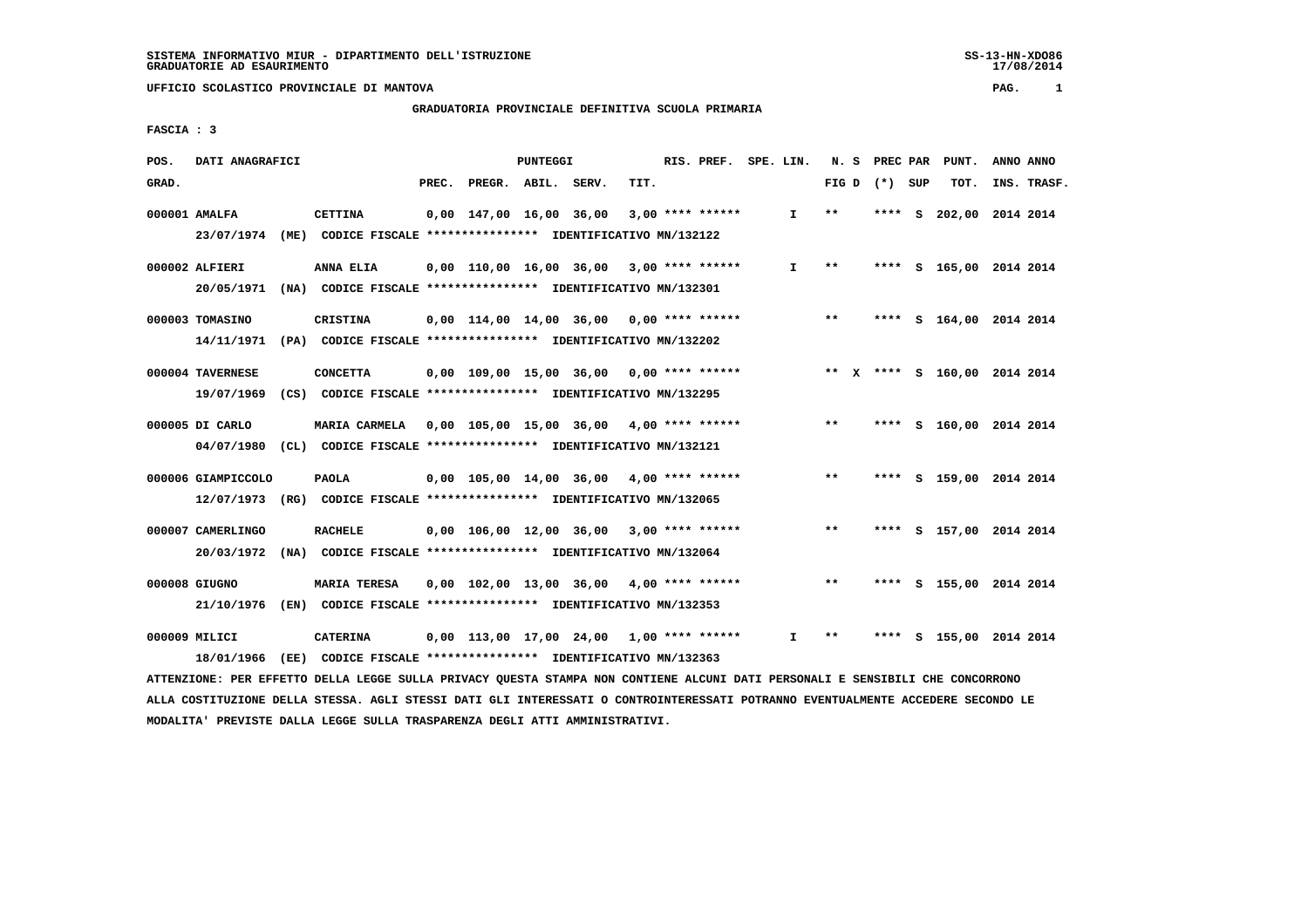SISTEMA INFORMATIVO MIUR - DIPARTIMENTO DELL'ISTRUZIONE
GRADUATORIE AD ESAURIMENTO

SS-13-HN-XDO86
17/08/2014

UFFICIO SCOLASTICO PROVINCIALE DI MANTOVA

## GRADUATORIA PROVINCIALE DEFINITIVA SCUOLA PRIMARIA

FASCIA : 3

| POS. GRAD. | DATI ANAGRAFICI | | PUNTEGGI PREC. | PREGR. | ABIL. | SERV. | TIT. | RIS. PREF. | SPE. LIN. | N. S FIG D | (*) | PREC PAR SUP | PUNT. TOT. | ANNO INS. | ANNO TRASF. |
|---|---|---|---|---|---|---|---|---|---|---|---|---|---|---|---|
| 000001 | AMALFA | CETTINA | 0,00 | 147,00 | 16,00 | 36,00 | 3,00 | **** ****** | I | ** | | **** S | 202,00 | 2014 | 2014 |
| | 23/07/1974 (ME) CODICE FISCALE **************** IDENTIFICATIVO MN/132122 | | | | | | | | | | | | | | |
| 000002 | ALFIERI | ANNA ELIA | 0,00 | 110,00 | 16,00 | 36,00 | 3,00 | **** ****** | I | ** | | **** S | 165,00 | 2014 | 2014 |
| | 20/05/1971 (NA) CODICE FISCALE **************** IDENTIFICATIVO MN/132301 | | | | | | | | | | | | | | |
| 000003 | TOMASINO | CRISTINA | 0,00 | 114,00 | 14,00 | 36,00 | 0,00 | **** ****** | | ** | | **** S | 164,00 | 2014 | 2014 |
| | 14/11/1971 (PA) CODICE FISCALE **************** IDENTIFICATIVO MN/132202 | | | | | | | | | | | | | | |
| 000004 | TAVERNESE | CONCETTA | 0,00 | 109,00 | 15,00 | 36,00 | 0,00 | **** ****** | | ** | X | **** S | 160,00 | 2014 | 2014 |
| | 19/07/1969 (CS) CODICE FISCALE **************** IDENTIFICATIVO MN/132295 | | | | | | | | | | | | | | |
| 000005 | DI CARLO | MARIA CARMELA | 0,00 | 105,00 | 15,00 | 36,00 | 4,00 | **** ****** | | ** | | **** S | 160,00 | 2014 | 2014 |
| | 04/07/1980 (CL) CODICE FISCALE **************** IDENTIFICATIVO MN/132121 | | | | | | | | | | | | | | |
| 000006 | GIAMPICCOLO | PAOLA | 0,00 | 105,00 | 14,00 | 36,00 | 4,00 | **** ****** | | ** | | **** S | 159,00 | 2014 | 2014 |
| | 12/07/1973 (RG) CODICE FISCALE **************** IDENTIFICATIVO MN/132065 | | | | | | | | | | | | | | |
| 000007 | CAMERLINGO | RACHELE | 0,00 | 106,00 | 12,00 | 36,00 | 3,00 | **** ****** | | ** | | **** S | 157,00 | 2014 | 2014 |
| | 20/03/1972 (NA) CODICE FISCALE **************** IDENTIFICATIVO MN/132064 | | | | | | | | | | | | | | |
| 000008 | GIUGNO | MARIA TERESA | 0,00 | 102,00 | 13,00 | 36,00 | 4,00 | **** ****** | | ** | | **** S | 155,00 | 2014 | 2014 |
| | 21/10/1976 (EN) CODICE FISCALE **************** IDENTIFICATIVO MN/132353 | | | | | | | | | | | | | | |
| 000009 | MILICI | CATERINA | 0,00 | 113,00 | 17,00 | 24,00 | 1,00 | **** ****** | I | ** | | **** S | 155,00 | 2014 | 2014 |
| | 18/01/1966 (EE) CODICE FISCALE **************** IDENTIFICATIVO MN/132363 | | | | | | | | | | | | | | |

ATTENZIONE: PER EFFETTO DELLA LEGGE SULLA PRIVACY QUESTA STAMPA NON CONTIENE ALCUNI DATI PERSONALI E SENSIBILI CHE CONCORRONO ALLA COSTITUZIONE DELLA STESSA. AGLI STESSI DATI GLI INTERESSATI O CONTROINTERESSATI POTRANNO EVENTUALMENTE ACCEDERE SECONDO LE MODALITA' PREVISTE DALLA LEGGE SULLA TRASPARENZA DEGLI ATTI AMMINISTRATIVI.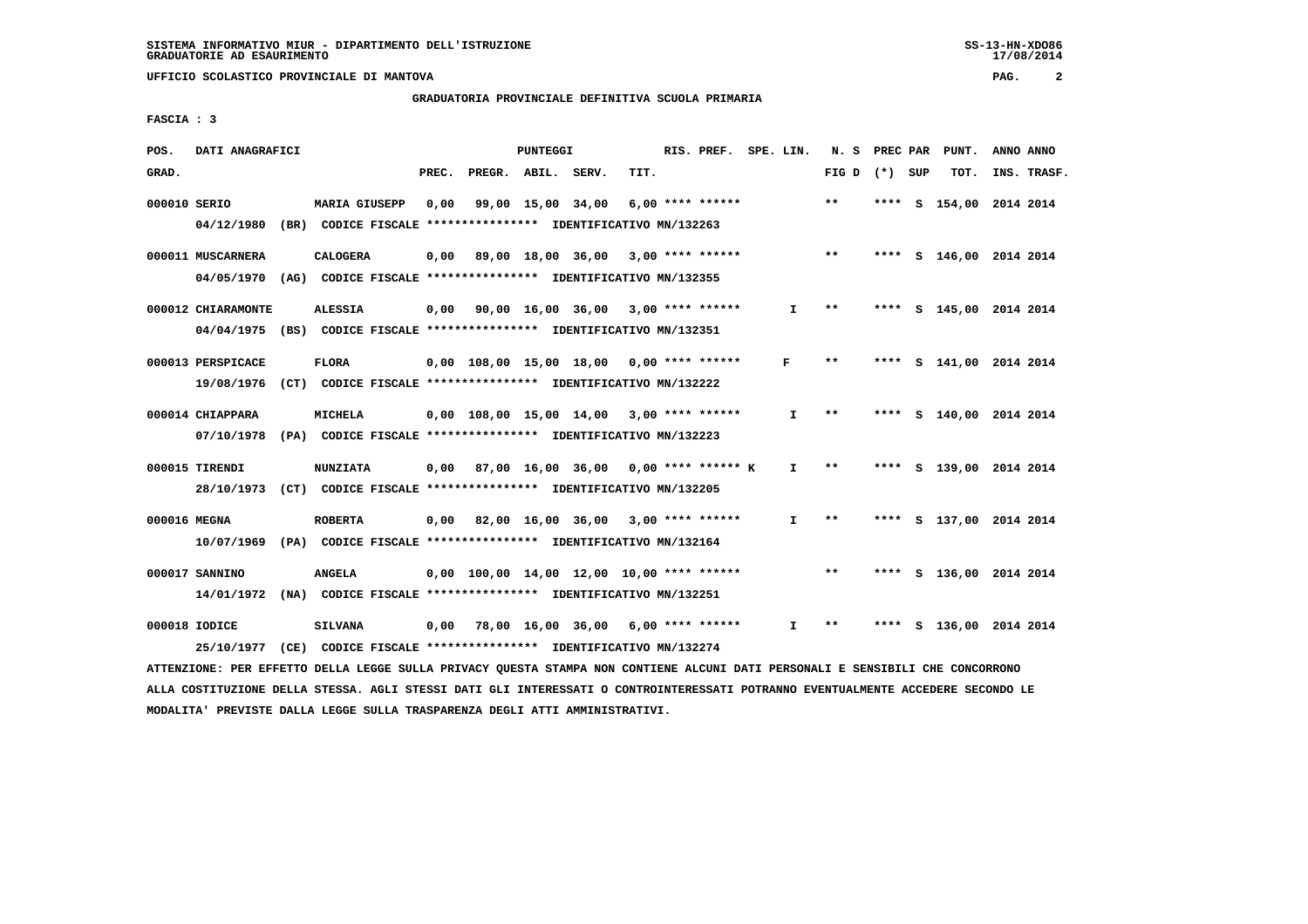SISTEMA INFORMATIVO MIUR - DIPARTIMENTO DELL'ISTRUZIONE
GRADUATORIE AD ESAURIMENTO

UFFICIO SCOLASTICO PROVINCIALE DI MANTOVA

GRADUATORIA PROVINCIALE DEFINITIVA SCUOLA PRIMARIA

FASCIA : 3

| POS. GRAD. | DATI ANAGRAFICI | | PREC. | PREGR. | ABIL. | SERV. | TIT. | RIS. PREF. | SPE. LIN. | N. S FIG D | PREC PAR (*) SUP | PUNT. TOT. | ANNO ANNO INS. TRASF. |
|---|---|---|---|---|---|---|---|---|---|---|---|---|---|
| 000010 | SERIO | MARIA GIUSEPP | 0,00 | 99,00 | 15,00 | 34,00 | 6,00 | **** ****** | | ** | **** S | 154,00 | 2014 2014 |
| | 04/12/1980 (BR) CODICE FISCALE **************** IDENTIFICATIVO MN/132263 | | | | | | | | | | | | |
| 000011 | MUSCARNERA | CALOGERA | 0,00 | 89,00 | 18,00 | 36,00 | 3,00 | **** ****** | | ** | **** S | 146,00 | 2014 2014 |
| | 04/05/1970 (AG) CODICE FISCALE **************** IDENTIFICATIVO MN/132355 | | | | | | | | | | | | |
| 000012 | CHIARAMONTE | ALESSIA | 0,00 | 90,00 | 16,00 | 36,00 | 3,00 | **** ****** | I | ** | **** S | 145,00 | 2014 2014 |
| | 04/04/1975 (BS) CODICE FISCALE **************** IDENTIFICATIVO MN/132351 | | | | | | | | | | | | |
| 000013 | PERSPICACE | FLORA | 0,00 | 108,00 | 15,00 | 18,00 | 0,00 | **** ****** | F | ** | **** S | 141,00 | 2014 2014 |
| | 19/08/1976 (CT) CODICE FISCALE **************** IDENTIFICATIVO MN/132222 | | | | | | | | | | | | |
| 000014 | CHIAPPARA | MICHELA | 0,00 | 108,00 | 15,00 | 14,00 | 3,00 | **** ****** | I | ** | **** S | 140,00 | 2014 2014 |
| | 07/10/1978 (PA) CODICE FISCALE **************** IDENTIFICATIVO MN/132223 | | | | | | | | | | | | |
| 000015 | TIRENDI | NUNZIATA | 0,00 | 87,00 | 16,00 | 36,00 | 0,00 | **** ****** K | I | ** | **** S | 139,00 | 2014 2014 |
| | 28/10/1973 (CT) CODICE FISCALE **************** IDENTIFICATIVO MN/132205 | | | | | | | | | | | | |
| 000016 | MEGNA | ROBERTA | 0,00 | 82,00 | 16,00 | 36,00 | 3,00 | **** ****** | I | ** | **** S | 137,00 | 2014 2014 |
| | 10/07/1969 (PA) CODICE FISCALE **************** IDENTIFICATIVO MN/132164 | | | | | | | | | | | | |
| 000017 | SANNINO | ANGELA | 0,00 | 100,00 | 14,00 | 12,00 | 10,00 | **** ****** | | ** | **** S | 136,00 | 2014 2014 |
| | 14/01/1972 (NA) CODICE FISCALE **************** IDENTIFICATIVO MN/132251 | | | | | | | | | | | | |
| 000018 | IODICE | SILVANA | 0,00 | 78,00 | 16,00 | 36,00 | 6,00 | **** ****** | I | ** | **** S | 136,00 | 2014 2014 |
| | 25/10/1977 (CE) CODICE FISCALE **************** IDENTIFICATIVO MN/132274 | | | | | | | | | | | | |

ATTENZIONE: PER EFFETTO DELLA LEGGE SULLA PRIVACY QUESTA STAMPA NON CONTIENE ALCUNI DATI PERSONALI E SENSIBILI CHE CONCORRONO ALLA COSTITUZIONE DELLA STESSA. AGLI STESSI DATI GLI INTERESSATI O CONTROINTERESSATI POTRANNO EVENTUALMENTE ACCEDERE SECONDO LE MODALITA' PREVISTE DALLA LEGGE SULLA TRASPARENZA DEGLI ATTI AMMINISTRATIVI.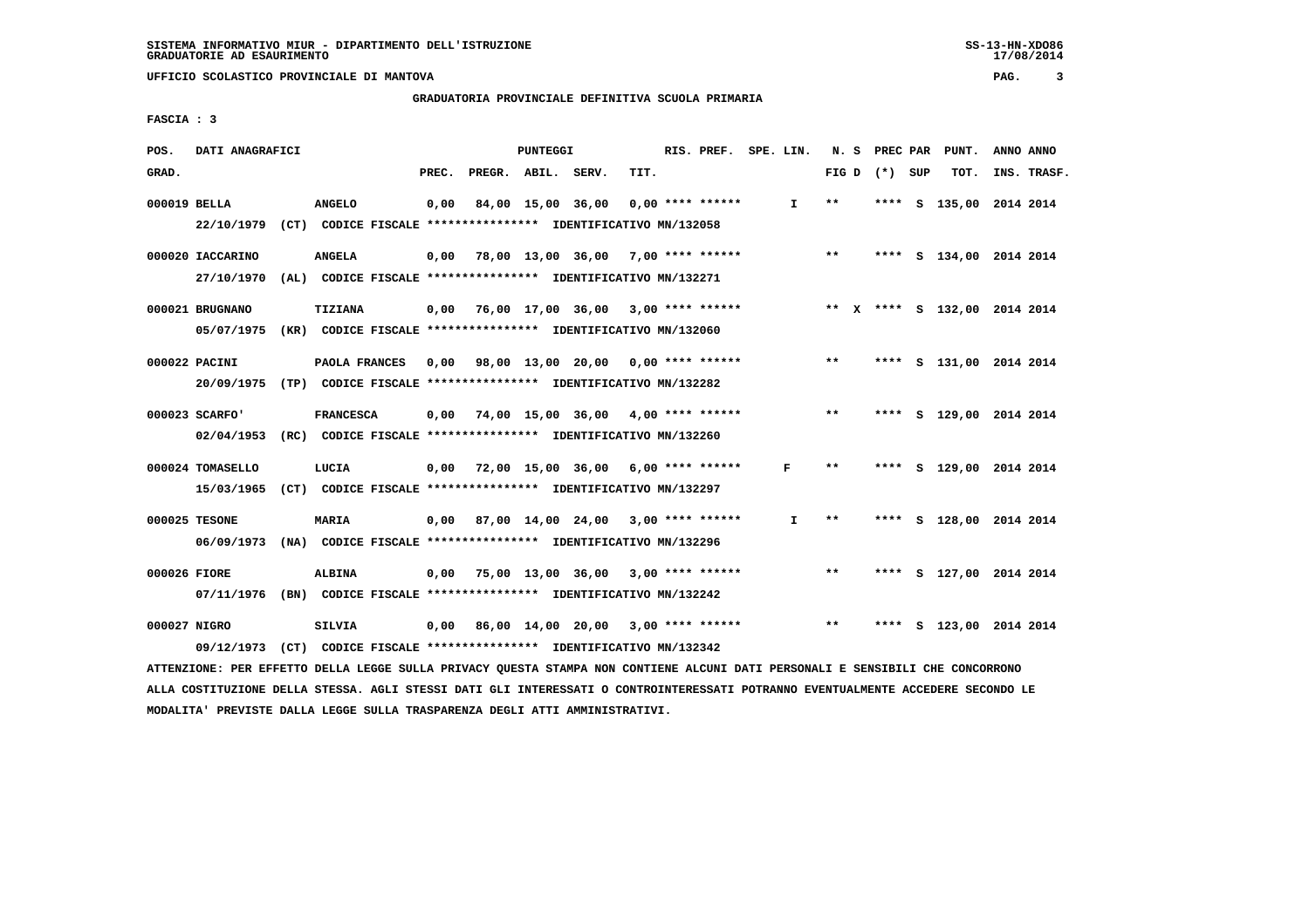SISTEMA INFORMATIVO MIUR - DIPARTIMENTO DELL'ISTRUZIONE
GRADUATORIE AD ESAURIMENTO

UFFICIO SCOLASTICO PROVINCIALE DI MANTOVA

## GRADUATORIA PROVINCIALE DEFINITIVA SCUOLA PRIMARIA

FASCIA : 3

| POS. GRAD. | DATI ANAGRAFICI | | PREC. | PREGR. | ABIL. | SERV. | TIT. | RIS. PREF. | SPE. LIN. | N. S FIG D | (*) | PREC PAR SUP | PUNT. TOT. | ANNO INS. | ANNO TRASF. |
|---|---|---|---|---|---|---|---|---|---|---|---|---|---|---|---|
| 000019 | BELLA | ANGELO | 0,00 | 84,00 | 15,00 | 36,00 | 0,00 | **** ****** | I | ** | | **** S | 135,00 | 2014 | 2014 |
| | 22/10/1979 (CT) CODICE FISCALE **************** IDENTIFICATIVO MN/132058 | | | | | | | | | | | | | | |
| 000020 | IACCARINO | ANGELA | 0,00 | 78,00 | 13,00 | 36,00 | 7,00 | **** ****** | | ** | | **** S | 134,00 | 2014 | 2014 |
| | 27/10/1970 (AL) CODICE FISCALE **************** IDENTIFICATIVO MN/132271 | | | | | | | | | | | | | | |
| 000021 | BRUGNANO | TIZIANA | 0,00 | 76,00 | 17,00 | 36,00 | 3,00 | **** ****** | | ** | X | **** S | 132,00 | 2014 | 2014 |
| | 05/07/1975 (KR) CODICE FISCALE **************** IDENTIFICATIVO MN/132060 | | | | | | | | | | | | | | |
| 000022 | PACINI | PAOLA FRANCES | 0,00 | 98,00 | 13,00 | 20,00 | 0,00 | **** ****** | | ** | | **** S | 131,00 | 2014 | 2014 |
| | 20/09/1975 (TP) CODICE FISCALE **************** IDENTIFICATIVO MN/132282 | | | | | | | | | | | | | | |
| 000023 | SCARFO' | FRANCESCA | 0,00 | 74,00 | 15,00 | 36,00 | 4,00 | **** ****** | | ** | | **** S | 129,00 | 2014 | 2014 |
| | 02/04/1953 (RC) CODICE FISCALE **************** IDENTIFICATIVO MN/132260 | | | | | | | | | | | | | | |
| 000024 | TOMASELLO | LUCIA | 0,00 | 72,00 | 15,00 | 36,00 | 6,00 | **** ****** | F | ** | | **** S | 129,00 | 2014 | 2014 |
| | 15/03/1965 (CT) CODICE FISCALE **************** IDENTIFICATIVO MN/132297 | | | | | | | | | | | | | | |
| 000025 | TESONE | MARIA | 0,00 | 87,00 | 14,00 | 24,00 | 3,00 | **** ****** | I | ** | | **** S | 128,00 | 2014 | 2014 |
| | 06/09/1973 (NA) CODICE FISCALE **************** IDENTIFICATIVO MN/132296 | | | | | | | | | | | | | | |
| 000026 | FIORE | ALBINA | 0,00 | 75,00 | 13,00 | 36,00 | 3,00 | **** ****** | | ** | | **** S | 127,00 | 2014 | 2014 |
| | 07/11/1976 (BN) CODICE FISCALE **************** IDENTIFICATIVO MN/132242 | | | | | | | | | | | | | | |
| 000027 | NIGRO | SILVIA | 0,00 | 86,00 | 14,00 | 20,00 | 3,00 | **** ****** | | ** | | **** S | 123,00 | 2014 | 2014 |
| | 09/12/1973 (CT) CODICE FISCALE **************** IDENTIFICATIVO MN/132342 | | | | | | | | | | | | | | |

ATTENZIONE: PER EFFETTO DELLA LEGGE SULLA PRIVACY QUESTA STAMPA NON CONTIENE ALCUNI DATI PERSONALI E SENSIBILI CHE CONCORRONO ALLA COSTITUZIONE DELLA STESSA. AGLI STESSI DATI GLI INTERESSATI O CONTROINTERESSATI POTRANNO EVENTUALMENTE ACCEDERE SECONDO LE MODALITA' PREVISTE DALLA LEGGE SULLA TRASPARENZA DEGLI ATTI AMMINISTRATIVI.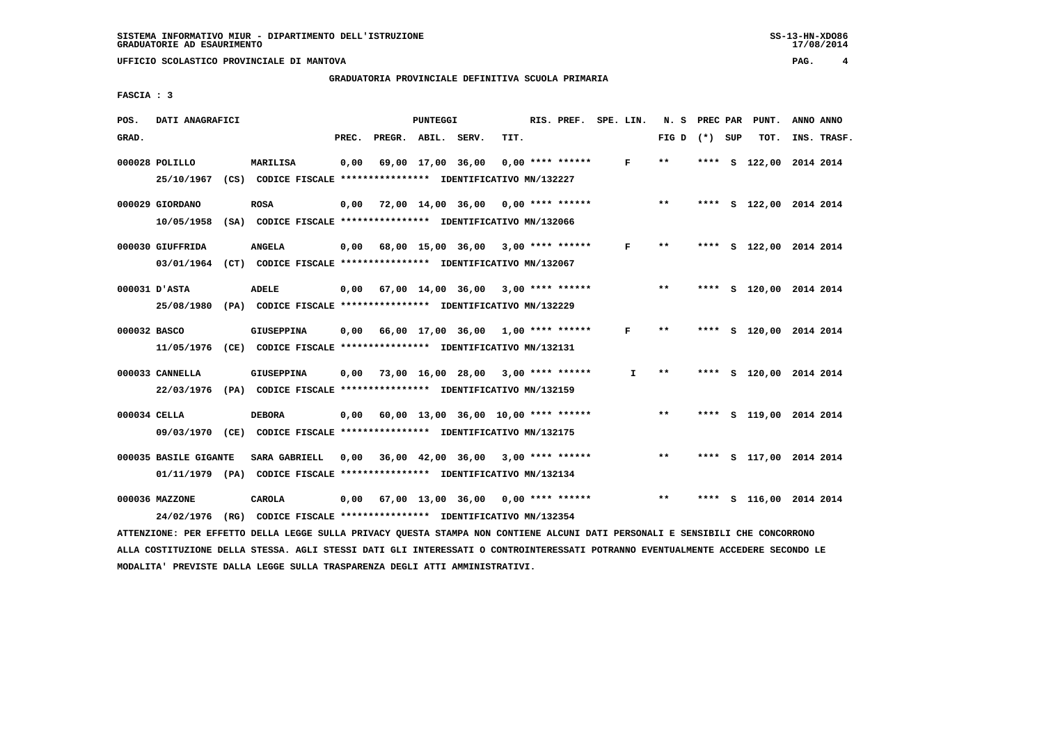SISTEMA INFORMATIVO MIUR - DIPARTIMENTO DELL'ISTRUZIONE
GRADUATORIE AD ESAURIMENTO

UFFICIO SCOLASTICO PROVINCIALE DI MANTOVA

GRADUATORIA PROVINCIALE DEFINITIVA SCUOLA PRIMARIA

FASCIA : 3

| POS. GRAD. | DATI ANAGRAFICI | | PREC. | PREGR. | ABIL. | SERV. | TIT. | RIS. PREF. | SPE. LIN. | N. S FIG D | PREC PAR (*) | SUP | PUNT. TOT. | ANNO INS. | ANNO TRASF. |
|---|---|---|---|---|---|---|---|---|---|---|---|---|---|---|---|
| 000028 | POLILLO | MARILISA | 0,00 | 69,00 | 17,00 | 36,00 | 0,00 | **** ****** | F | ** | **** | S | 122,00 | 2014 | 2014 |
| | 25/10/1967 (CS) CODICE FISCALE **************** IDENTIFICATIVO MN/132227 | | | | | | | | | | | | | | |
| 000029 | GIORDANO | ROSA | 0,00 | 72,00 | 14,00 | 36,00 | 0,00 | **** ****** | | ** | **** | S | 122,00 | 2014 | 2014 |
| | 10/05/1958 (SA) CODICE FISCALE **************** IDENTIFICATIVO MN/132066 | | | | | | | | | | | | | | |
| 000030 | GIUFFRIDA | ANGELA | 0,00 | 68,00 | 15,00 | 36,00 | 3,00 | **** ****** | F | ** | **** | S | 122,00 | 2014 | 2014 |
| | 03/01/1964 (CT) CODICE FISCALE **************** IDENTIFICATIVO MN/132067 | | | | | | | | | | | | | | |
| 000031 | D'ASTA | ADELE | 0,00 | 67,00 | 14,00 | 36,00 | 3,00 | **** ****** | | ** | **** | S | 120,00 | 2014 | 2014 |
| | 25/08/1980 (PA) CODICE FISCALE **************** IDENTIFICATIVO MN/132229 | | | | | | | | | | | | | | |
| 000032 | BASCO | GIUSEPPINA | 0,00 | 66,00 | 17,00 | 36,00 | 1,00 | **** ****** | F | ** | **** | S | 120,00 | 2014 | 2014 |
| | 11/05/1976 (CE) CODICE FISCALE **************** IDENTIFICATIVO MN/132131 | | | | | | | | | | | | | | |
| 000033 | CANNELLA | GIUSEPPINA | 0,00 | 73,00 | 16,00 | 28,00 | 3,00 | **** ****** | I | ** | **** | S | 120,00 | 2014 | 2014 |
| | 22/03/1976 (PA) CODICE FISCALE **************** IDENTIFICATIVO MN/132159 | | | | | | | | | | | | | | |
| 000034 | CELLA | DEBORA | 0,00 | 60,00 | 13,00 | 36,00 | 10,00 | **** ****** | | ** | **** | S | 119,00 | 2014 | 2014 |
| | 09/03/1970 (CE) CODICE FISCALE **************** IDENTIFICATIVO MN/132175 | | | | | | | | | | | | | | |
| 000035 | BASILE GIGANTE | SARA GABRIELL | 0,00 | 36,00 | 42,00 | 36,00 | 3,00 | **** ****** | | ** | **** | S | 117,00 | 2014 | 2014 |
| | 01/11/1979 (PA) CODICE FISCALE **************** IDENTIFICATIVO MN/132134 | | | | | | | | | | | | | | |
| 000036 | MAZZONE | CAROLA | 0,00 | 67,00 | 13,00 | 36,00 | 0,00 | **** ****** | | ** | **** | S | 116,00 | 2014 | 2014 |
| | 24/02/1976 (RG) CODICE FISCALE **************** IDENTIFICATIVO MN/132354 | | | | | | | | | | | | | | |

ATTENZIONE: PER EFFETTO DELLA LEGGE SULLA PRIVACY QUESTA STAMPA NON CONTIENE ALCUNI DATI PERSONALI E SENSIBILI CHE CONCORRONO ALLA COSTITUZIONE DELLA STESSA. AGLI STESSI DATI GLI INTERESSATI O CONTROINTERESSATI POTRANNO EVENTUALMENTE ACCEDERE SECONDO LE MODALITA' PREVISTE DALLA LEGGE SULLA TRASPARENZA DEGLI ATTI AMMINISTRATIVI.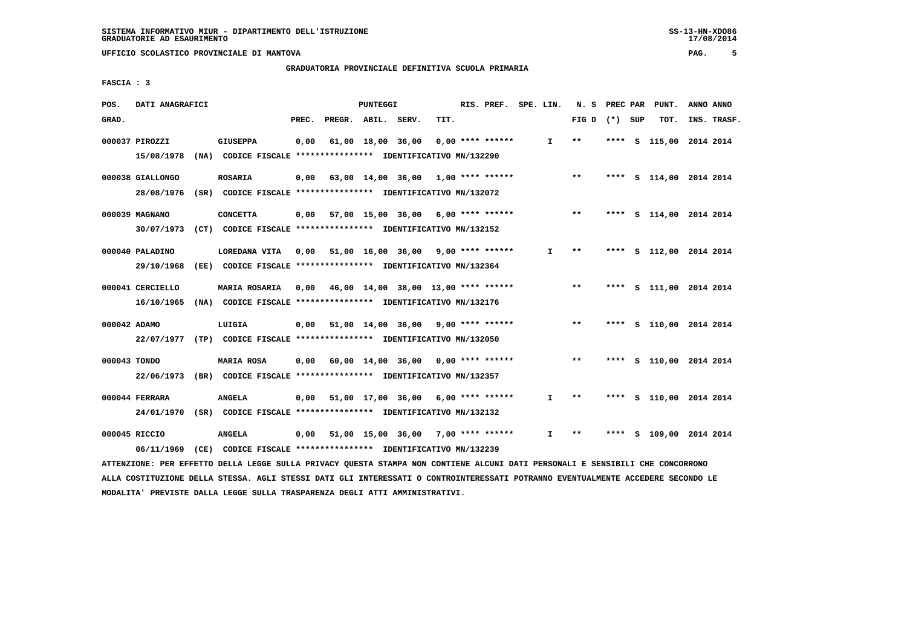SISTEMA INFORMATIVO MIUR - DIPARTIMENTO DELL'ISTRUZIONE
GRADUATORIE AD ESAURIMENTO

UFFICIO SCOLASTICO PROVINCIALE DI MANTOVA

GRADUATORIA PROVINCIALE DEFINITIVA SCUOLA PRIMARIA

FASCIA : 3

| POS. GRAD. | DATI ANAGRAFICI | | PREC. | PREGR. | ABIL. | SERV. | TIT. | RIS. PREF. | SPE. LIN. | N. S FIG D | PREC PAR (*) | SUP | PUNT. TOT. | ANNO INS. | ANNO TRASF. |
|---|---|---|---|---|---|---|---|---|---|---|---|---|---|---|---|
| 000037 | PIROZZI | GIUSEPPA | 0,00 | 61,00 | 18,00 | 36,00 | 0,00 | **** ****** | I | ** | **** | S | 115,00 | 2014 | 2014 |
| | 15/08/1978 (NA) CODICE FISCALE **************** IDENTIFICATIVO MN/132290 | | | | | | | | | | | | | | |
| 000038 | GIALLONGO | ROSARIA | 0,00 | 63,00 | 14,00 | 36,00 | 1,00 | **** ****** | | ** | **** | S | 114,00 | 2014 | 2014 |
| | 28/08/1976 (SR) CODICE FISCALE **************** IDENTIFICATIVO MN/132072 | | | | | | | | | | | | | | |
| 000039 | MAGNANO | CONCETTA | 0,00 | 57,00 | 15,00 | 36,00 | 6,00 | **** ****** | | ** | **** | S | 114,00 | 2014 | 2014 |
| | 30/07/1973 (CT) CODICE FISCALE **************** IDENTIFICATIVO MN/132152 | | | | | | | | | | | | | | |
| 000040 | PALADINO | LOREDANA VITA | 0,00 | 51,00 | 16,00 | 36,00 | 9,00 | **** ****** | I | ** | **** | S | 112,00 | 2014 | 2014 |
| | 29/10/1968 (EE) CODICE FISCALE **************** IDENTIFICATIVO MN/132364 | | | | | | | | | | | | | | |
| 000041 | CERCIELLO | MARIA ROSARIA | 0,00 | 46,00 | 14,00 | 38,00 | 13,00 | **** ****** | | ** | **** | S | 111,00 | 2014 | 2014 |
| | 16/10/1965 (NA) CODICE FISCALE **************** IDENTIFICATIVO MN/132176 | | | | | | | | | | | | | | |
| 000042 | ADAMO | LUIGIA | 0,00 | 51,00 | 14,00 | 36,00 | 9,00 | **** ****** | | ** | **** | S | 110,00 | 2014 | 2014 |
| | 22/07/1977 (TP) CODICE FISCALE **************** IDENTIFICATIVO MN/132050 | | | | | | | | | | | | | | |
| 000043 | TONDO | MARIA ROSA | 0,00 | 60,00 | 14,00 | 36,00 | 0,00 | **** ****** | | ** | **** | S | 110,00 | 2014 | 2014 |
| | 22/06/1973 (BR) CODICE FISCALE **************** IDENTIFICATIVO MN/132357 | | | | | | | | | | | | | | |
| 000044 | FERRARA | ANGELA | 0,00 | 51,00 | 17,00 | 36,00 | 6,00 | **** ****** | I | ** | **** | S | 110,00 | 2014 | 2014 |
| | 24/01/1970 (SR) CODICE FISCALE **************** IDENTIFICATIVO MN/132132 | | | | | | | | | | | | | | |
| 000045 | RICCIO | ANGELA | 0,00 | 51,00 | 15,00 | 36,00 | 7,00 | **** ****** | I | ** | **** | S | 109,00 | 2014 | 2014 |
| | 06/11/1969 (CE) CODICE FISCALE **************** IDENTIFICATIVO MN/132239 | | | | | | | | | | | | | | |

ATTENZIONE: PER EFFETTO DELLA LEGGE SULLA PRIVACY QUESTA STAMPA NON CONTIENE ALCUNI DATI PERSONALI E SENSIBILI CHE CONCORRONO ALLA COSTITUZIONE DELLA STESSA. AGLI STESSI DATI GLI INTERESSATI O CONTROINTERESSATI POTRANNO EVENTUALMENTE ACCEDERE SECONDO LE MODALITA' PREVISTE DALLA LEGGE SULLA TRASPARENZA DEGLI ATTI AMMINISTRATIVI.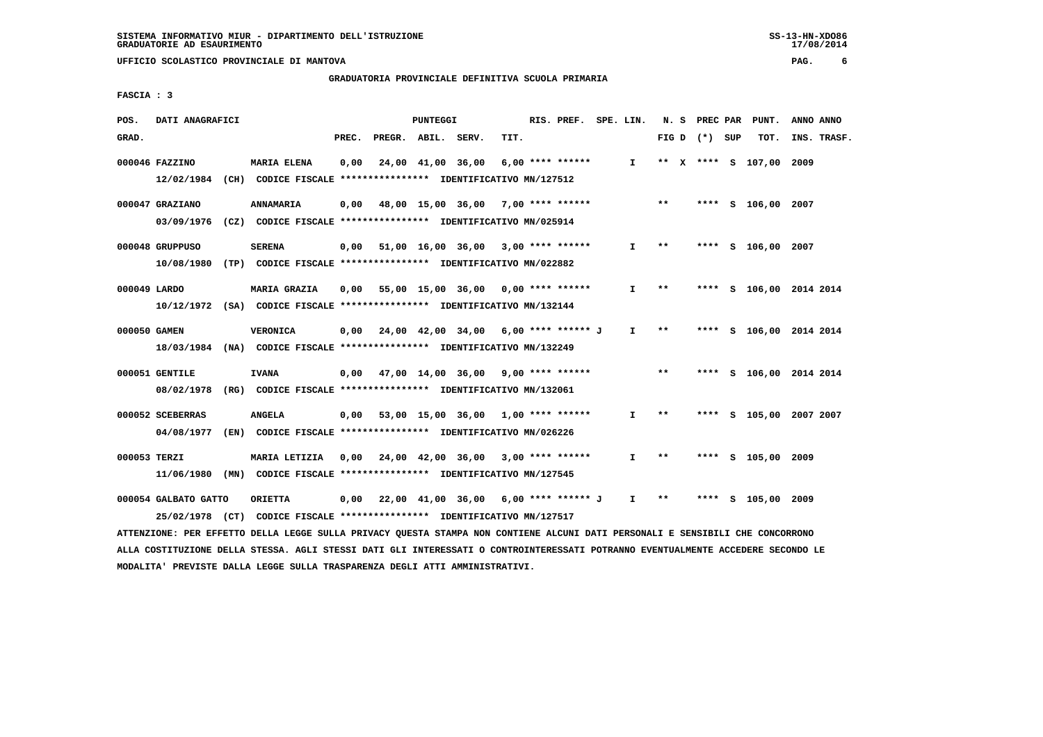GRADUATORIA PROVINCIALE DEFINITIVA SCUOLA PRIMARIA

FASCIA : 3

| POS. GRAD. | DATI ANAGRAFICI | | PREC. | PREGR. | ABIL. | SERV. | TIT. | RIS. PREF. | SPE. LIN. | N. S FIG D | PREC PAR (*) | SUP | PUNT. TOT. | ANNO INS. | ANNO TRASF. |
|---|---|---|---|---|---|---|---|---|---|---|---|---|---|---|---|
| 000046 | FAZZINO | MARIA ELENA | 0,00 | 24,00 | 41,00 | 36,00 | 6,00 | **** ****** | I | ** X | **** | S | 107,00 | 2009 | |
| | 12/02/1984 (CH) CODICE FISCALE **************** IDENTIFICATIVO MN/127512 | | | | | | | | | | | | | | |
| 000047 | GRAZIANO | ANNAMARIA | 0,00 | 48,00 | 15,00 | 36,00 | 7,00 | **** ****** | | ** | **** | S | 106,00 | 2007 | |
| | 03/09/1976 (CZ) CODICE FISCALE **************** IDENTIFICATIVO MN/025914 | | | | | | | | | | | | | | |
| 000048 | GRUPPUSO | SERENA | 0,00 | 51,00 | 16,00 | 36,00 | 3,00 | **** ****** | I | ** | **** | S | 106,00 | 2007 | |
| | 10/08/1980 (TP) CODICE FISCALE **************** IDENTIFICATIVO MN/022882 | | | | | | | | | | | | | | |
| 000049 | LARDO | MARIA GRAZIA | 0,00 | 55,00 | 15,00 | 36,00 | 0,00 | **** ****** | I | ** | **** | S | 106,00 | 2014 | 2014 |
| | 10/12/1972 (SA) CODICE FISCALE **************** IDENTIFICATIVO MN/132144 | | | | | | | | | | | | | | |
| 000050 | GAMEN | VERONICA | 0,00 | 24,00 | 42,00 | 34,00 | 6,00 | **** ****** J | I | ** | **** | S | 106,00 | 2014 | 2014 |
| | 18/03/1984 (NA) CODICE FISCALE **************** IDENTIFICATIVO MN/132249 | | | | | | | | | | | | | | |
| 000051 | GENTILE | IVANA | 0,00 | 47,00 | 14,00 | 36,00 | 9,00 | **** ****** | | ** | **** | S | 106,00 | 2014 | 2014 |
| | 08/02/1978 (RG) CODICE FISCALE **************** IDENTIFICATIVO MN/132061 | | | | | | | | | | | | | | |
| 000052 | SCEBERRAS | ANGELA | 0,00 | 53,00 | 15,00 | 36,00 | 1,00 | **** ****** | I | ** | **** | S | 105,00 | 2007 | 2007 |
| | 04/08/1977 (EN) CODICE FISCALE **************** IDENTIFICATIVO MN/026226 | | | | | | | | | | | | | | |
| 000053 | TERZI | MARIA LETIZIA | 0,00 | 24,00 | 42,00 | 36,00 | 3,00 | **** ****** | I | ** | **** | S | 105,00 | 2009 | |
| | 11/06/1980 (MN) CODICE FISCALE **************** IDENTIFICATIVO MN/127545 | | | | | | | | | | | | | | |
| 000054 | GALBATO GATTO | ORIETTA | 0,00 | 22,00 | 41,00 | 36,00 | 6,00 | **** ****** J | I | ** | **** | S | 105,00 | 2009 | |
| | 25/02/1978 (CT) CODICE FISCALE **************** IDENTIFICATIVO MN/127517 | | | | | | | | | | | | | | |

ATTENZIONE: PER EFFETTO DELLA LEGGE SULLA PRIVACY QUESTA STAMPA NON CONTIENE ALCUNI DATI PERSONALI E SENSIBILI CHE CONCORRONO ALLA COSTITUZIONE DELLA STESSA. AGLI STESSI DATI GLI INTERESSATI O CONTROINTERESSATI POTRANNO EVENTUALMENTE ACCEDERE SECONDO LE MODALITA' PREVISTE DALLA LEGGE SULLA TRASPARENZA DEGLI ATTI AMMINISTRATIVI.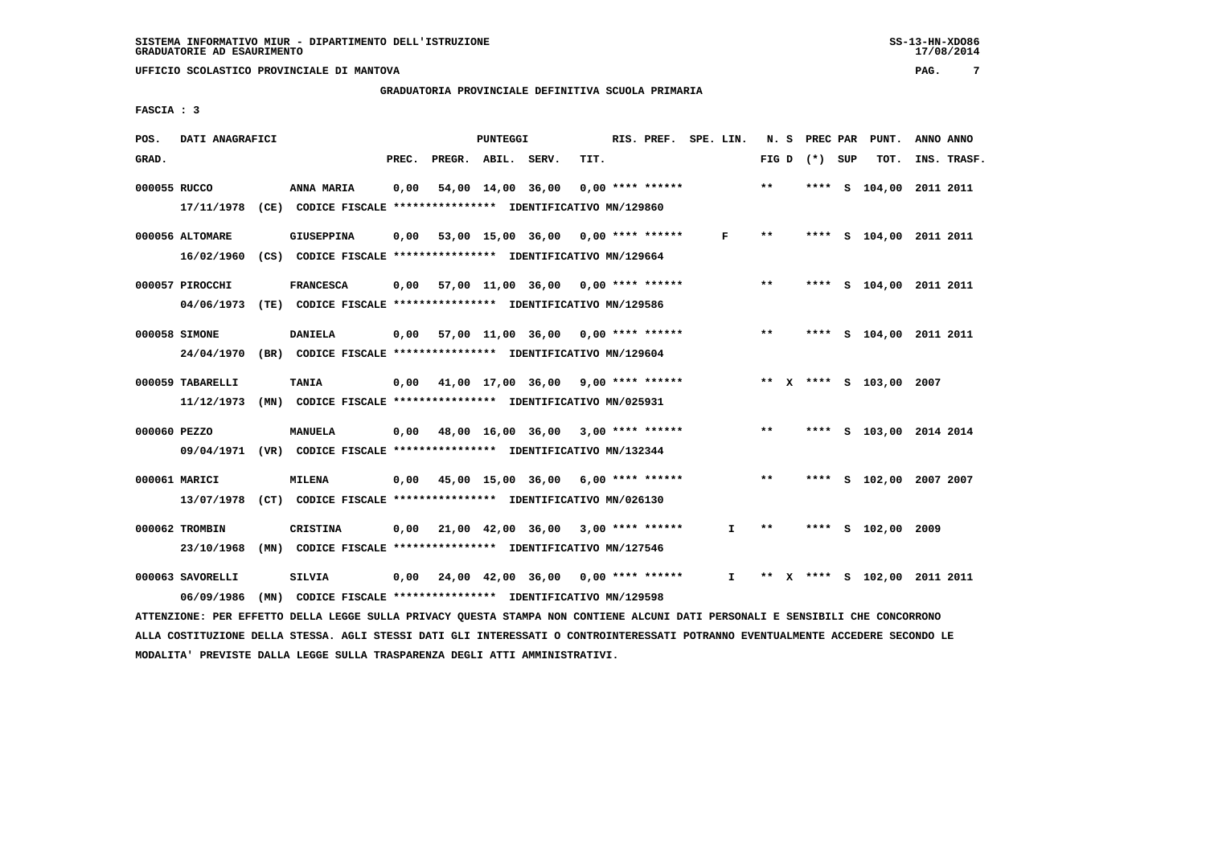SISTEMA INFORMATIVO MIUR - DIPARTIMENTO DELL'ISTRUZIONE
GRADUATORIE AD ESAURIMENTO

UFFICIO SCOLASTICO PROVINCIALE DI MANTOVA

## GRADUATORIA PROVINCIALE DEFINITIVA SCUOLA PRIMARIA

**FASCIA : 3**

| POS. GRAD. | DATI ANAGRAFICI | | PREC. | PREGR. | ABIL. | SERV. | TIT. | RIS. PREF. | SPE. LIN. | N. S FIG D | PREC PAR (*) SUP | PUNT. TOT. | ANNO INS. | ANNO TRASF. |
|---|---|---|---|---|---|---|---|---|---|---|---|---|---|---|
| 000055 | RUCCO | ANNA MARIA | 0,00 | 54,00 | 14,00 | 36,00 | 0,00 | **** ****** | | ** | **** S | 104,00 | 2011 | 2011 |
| | 17/11/1978 (CE) CODICE FISCALE **************** IDENTIFICATIVO MN/129860 | | | | | | | | | | | | | |
| 000056 | ALTOMARE | GIUSEPPINA | 0,00 | 53,00 | 15,00 | 36,00 | 0,00 | **** ****** | F | ** | **** S | 104,00 | 2011 | 2011 |
| | 16/02/1960 (CS) CODICE FISCALE **************** IDENTIFICATIVO MN/129664 | | | | | | | | | | | | | |
| 000057 | PIROCCHI | FRANCESCA | 0,00 | 57,00 | 11,00 | 36,00 | 0,00 | **** ****** | | ** | **** S | 104,00 | 2011 | 2011 |
| | 04/06/1973 (TE) CODICE FISCALE **************** IDENTIFICATIVO MN/129586 | | | | | | | | | | | | | |
| 000058 | SIMONE | DANIELA | 0,00 | 57,00 | 11,00 | 36,00 | 0,00 | **** ****** | | ** | **** S | 104,00 | 2011 | 2011 |
| | 24/04/1970 (BR) CODICE FISCALE **************** IDENTIFICATIVO MN/129604 | | | | | | | | | | | | | |
| 000059 | TABARELLI | TANIA | 0,00 | 41,00 | 17,00 | 36,00 | 9,00 | **** ****** | | ** X | **** S | 103,00 | 2007 | |
| | 11/12/1973 (MN) CODICE FISCALE **************** IDENTIFICATIVO MN/025931 | | | | | | | | | | | | | |
| 000060 | PEZZO | MANUELA | 0,00 | 48,00 | 16,00 | 36,00 | 3,00 | **** ****** | | ** | **** S | 103,00 | 2014 | 2014 |
| | 09/04/1971 (VR) CODICE FISCALE **************** IDENTIFICATIVO MN/132344 | | | | | | | | | | | | | |
| 000061 | MARICI | MILENA | 0,00 | 45,00 | 15,00 | 36,00 | 6,00 | **** ****** | | ** | **** S | 102,00 | 2007 | 2007 |
| | 13/07/1978 (CT) CODICE FISCALE **************** IDENTIFICATIVO MN/026130 | | | | | | | | | | | | | |
| 000062 | TROMBIN | CRISTINA | 0,00 | 21,00 | 42,00 | 36,00 | 3,00 | **** ****** | I | ** | **** S | 102,00 | 2009 | |
| | 23/10/1968 (MN) CODICE FISCALE **************** IDENTIFICATIVO MN/127546 | | | | | | | | | | | | | |
| 000063 | SAVORELLI | SILVIA | 0,00 | 24,00 | 42,00 | 36,00 | 0,00 | **** ****** | I | ** X | **** S | 102,00 | 2011 | 2011 |
| | 06/09/1986 (MN) CODICE FISCALE **************** IDENTIFICATIVO MN/129598 | | | | | | | | | | | | | |

ATTENZIONE: PER EFFETTO DELLA LEGGE SULLA PRIVACY QUESTA STAMPA NON CONTIENE ALCUNI DATI PERSONALI E SENSIBILI CHE CONCORRONO ALLA COSTITUZIONE DELLA STESSA. AGLI STESSI DATI GLI INTERESSATI O CONTROINTERESSATI POTRANNO EVENTUALMENTE ACCEDERE SECONDO LE MODALITA' PREVISTE DALLA LEGGE SULLA TRASPARENZA DEGLI ATTI AMMINISTRATIVI.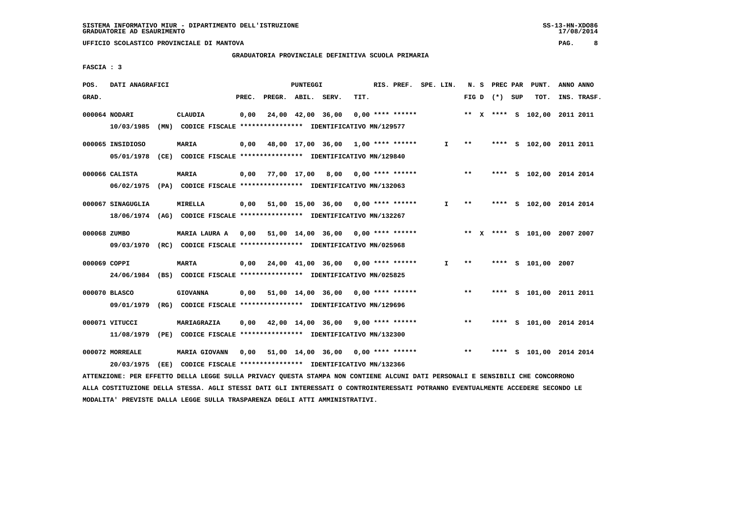SISTEMA INFORMATIVO MIUR - DIPARTIMENTO DELL'ISTRUZIONE
GRADUATORIE AD ESAURIMENTO

UFFICIO SCOLASTICO PROVINCIALE DI MANTOVA

GRADUATORIA PROVINCIALE DEFINITIVA SCUOLA PRIMARIA

FASCIA : 3

| POS. GRAD. | DATI ANAGRAFICI | | PREC. | PREGR. | ABIL. | SERV. | TIT. | RIS. PREF. | SPE. LIN. | N. S FIG D | PREC PAR (*) | SUP | PUNT. TOT. | ANNO INS. | ANNO TRASF. |
|---|---|---|---|---|---|---|---|---|---|---|---|---|---|---|---|
| 000064 | NODARI | CLAUDIA | 0,00 | 24,00 | 42,00 | 36,00 | 0,00 | **** ****** | | ** X | **** | S | 102,00 | 2011 | 2011 |
| | 10/03/1985 (MN) | CODICE FISCALE **************** IDENTIFICATIVO MN/129577 | | | | | | | | | | | | | |
| 000065 | INSIDIOSO | MARIA | 0,00 | 48,00 | 17,00 | 36,00 | 1,00 | **** ****** | I | ** | **** | S | 102,00 | 2011 | 2011 |
| | 05/01/1978 (CE) | CODICE FISCALE **************** IDENTIFICATIVO MN/129840 | | | | | | | | | | | | | |
| 000066 | CALISTA | MARIA | 0,00 | 77,00 | 17,00 | 8,00 | 0,00 | **** ****** | | ** | **** | S | 102,00 | 2014 | 2014 |
| | 06/02/1975 (PA) | CODICE FISCALE **************** IDENTIFICATIVO MN/132063 | | | | | | | | | | | | | |
| 000067 | SINAGUGLIA | MIRELLA | 0,00 | 51,00 | 15,00 | 36,00 | 0,00 | **** ****** | I | ** | **** | S | 102,00 | 2014 | 2014 |
| | 18/06/1974 (AG) | CODICE FISCALE **************** IDENTIFICATIVO MN/132267 | | | | | | | | | | | | | |
| 000068 | ZUMBO | MARIA LAURA A | 0,00 | 51,00 | 14,00 | 36,00 | 0,00 | **** ****** | | ** X | **** | S | 101,00 | 2007 | 2007 |
| | 09/03/1970 (RC) | CODICE FISCALE **************** IDENTIFICATIVO MN/025968 | | | | | | | | | | | | | |
| 000069 | COPPI | MARTA | 0,00 | 24,00 | 41,00 | 36,00 | 0,00 | **** ****** | I | ** | **** | S | 101,00 | 2007 | |
| | 24/06/1984 (BS) | CODICE FISCALE **************** IDENTIFICATIVO MN/025825 | | | | | | | | | | | | | |
| 000070 | BLASCO | GIOVANNA | 0,00 | 51,00 | 14,00 | 36,00 | 0,00 | **** ****** | | ** | **** | S | 101,00 | 2011 | 2011 |
| | 09/01/1979 (RG) | CODICE FISCALE **************** IDENTIFICATIVO MN/129696 | | | | | | | | | | | | | |
| 000071 | VITUCCI | MARIAGRAZIA | 0,00 | 42,00 | 14,00 | 36,00 | 9,00 | **** ****** | | ** | **** | S | 101,00 | 2014 | 2014 |
| | 11/08/1979 (PE) | CODICE FISCALE **************** IDENTIFICATIVO MN/132300 | | | | | | | | | | | | | |
| 000072 | MORREALE | MARIA GIOVANN | 0,00 | 51,00 | 14,00 | 36,00 | 0,00 | **** ****** | | ** | **** | S | 101,00 | 2014 | 2014 |
| | 20/03/1975 (EE) | CODICE FISCALE **************** IDENTIFICATIVO MN/132366 | | | | | | | | | | | | | |

ATTENZIONE: PER EFFETTO DELLA LEGGE SULLA PRIVACY QUESTA STAMPA NON CONTIENE ALCUNI DATI PERSONALI E SENSIBILI CHE CONCORRONO ALLA COSTITUZIONE DELLA STESSA. AGLI STESSI DATI GLI INTERESSATI O CONTROINTERESSATI POTRANNO EVENTUALMENTE ACCEDERE SECONDO LE MODALITA' PREVISTE DALLA LEGGE SULLA TRASPARENZA DEGLI ATTI AMMINISTRATIVI.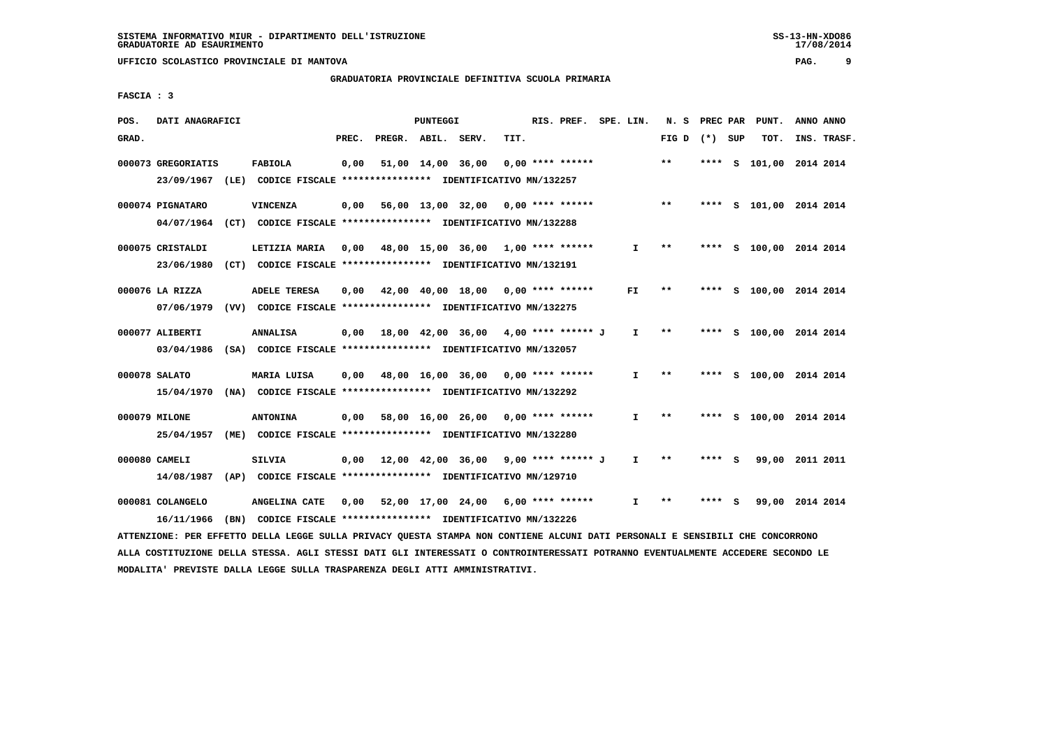SISTEMA INFORMATIVO MIUR - DIPARTIMENTO DELL'ISTRUZIONE
GRADUATORIE AD ESAURIMENTO

UFFICIO SCOLASTICO PROVINCIALE DI MANTOVA

GRADUATORIA PROVINCIALE DEFINITIVA SCUOLA PRIMARIA

FASCIA : 3

| POS. GRAD. | DATI ANAGRAFICI | | PREC. | PREGR. | ABIL. | SERV. | TIT. | RIS. PREF. | SPE. LIN. | N. S FIG D | PREC PAR (*) | SUP | PUNT. TOT. | ANNO INS. | ANNO TRASF. |
|---|---|---|---|---|---|---|---|---|---|---|---|---|---|---|---|
| 000073 | GREGORIATIS | FABIOLA | 0,00 | 51,00 | 14,00 | 36,00 | 0,00 | **** ****** | | ** | **** | S | 101,00 | 2014 | 2014 |
| | 23/09/1967 (LE) | CODICE FISCALE **************** IDENTIFICATIVO MN/132257 | | | | | | | | | | | | | |
| 000074 | PIGNATARO | VINCENZA | 0,00 | 56,00 | 13,00 | 32,00 | 0,00 | **** ****** | | ** | **** | S | 101,00 | 2014 | 2014 |
| | 04/07/1964 (CT) | CODICE FISCALE **************** IDENTIFICATIVO MN/132288 | | | | | | | | | | | | | |
| 000075 | CRISTALDI | LETIZIA MARIA | 0,00 | 48,00 | 15,00 | 36,00 | 1,00 | **** ****** | I | ** | **** | S | 100,00 | 2014 | 2014 |
| | 23/06/1980 (CT) | CODICE FISCALE **************** IDENTIFICATIVO MN/132191 | | | | | | | | | | | | | |
| 000076 | LA RIZZA | ADELE TERESA | 0,00 | 42,00 | 40,00 | 18,00 | 0,00 | **** ****** | FI | ** | **** | S | 100,00 | 2014 | 2014 |
| | 07/06/1979 (VV) | CODICE FISCALE **************** IDENTIFICATIVO MN/132275 | | | | | | | | | | | | | |
| 000077 | ALIBERTI | ANNALISA | 0,00 | 18,00 | 42,00 | 36,00 | 4,00 | **** ****** J | I | ** | **** | S | 100,00 | 2014 | 2014 |
| | 03/04/1986 (SA) | CODICE FISCALE **************** IDENTIFICATIVO MN/132057 | | | | | | | | | | | | | |
| 000078 | SALATO | MARIA LUISA | 0,00 | 48,00 | 16,00 | 36,00 | 0,00 | **** ****** | I | ** | **** | S | 100,00 | 2014 | 2014 |
| | 15/04/1970 (NA) | CODICE FISCALE **************** IDENTIFICATIVO MN/132292 | | | | | | | | | | | | | |
| 000079 | MILONE | ANTONINA | 0,00 | 58,00 | 16,00 | 26,00 | 0,00 | **** ****** | I | ** | **** | S | 100,00 | 2014 | 2014 |
| | 25/04/1957 (ME) | CODICE FISCALE **************** IDENTIFICATIVO MN/132280 | | | | | | | | | | | | | |
| 000080 | CAMELI | SILVIA | 0,00 | 12,00 | 42,00 | 36,00 | 9,00 | **** ****** J | I | ** | **** | S | 99,00 | 2011 | 2011 |
| | 14/08/1987 (AP) | CODICE FISCALE **************** IDENTIFICATIVO MN/129710 | | | | | | | | | | | | | |
| 000081 | COLANGELO | ANGELINA CATE | 0,00 | 52,00 | 17,00 | 24,00 | 6,00 | **** ****** | I | ** | **** | S | 99,00 | 2014 | 2014 |
| | 16/11/1966 (BN) | CODICE FISCALE **************** IDENTIFICATIVO MN/132226 | | | | | | | | | | | | | |

ATTENZIONE: PER EFFETTO DELLA LEGGE SULLA PRIVACY QUESTA STAMPA NON CONTIENE ALCUNI DATI PERSONALI E SENSIBILI CHE CONCORRONO ALLA COSTITUZIONE DELLA STESSA. AGLI STESSI DATI GLI INTERESSATI O CONTROINTERESSATI POTRANNO EVENTUALMENTE ACCEDERE SECONDO LE MODALITA' PREVISTE DALLA LEGGE SULLA TRASPARENZA DEGLI ATTI AMMINISTRATIVI.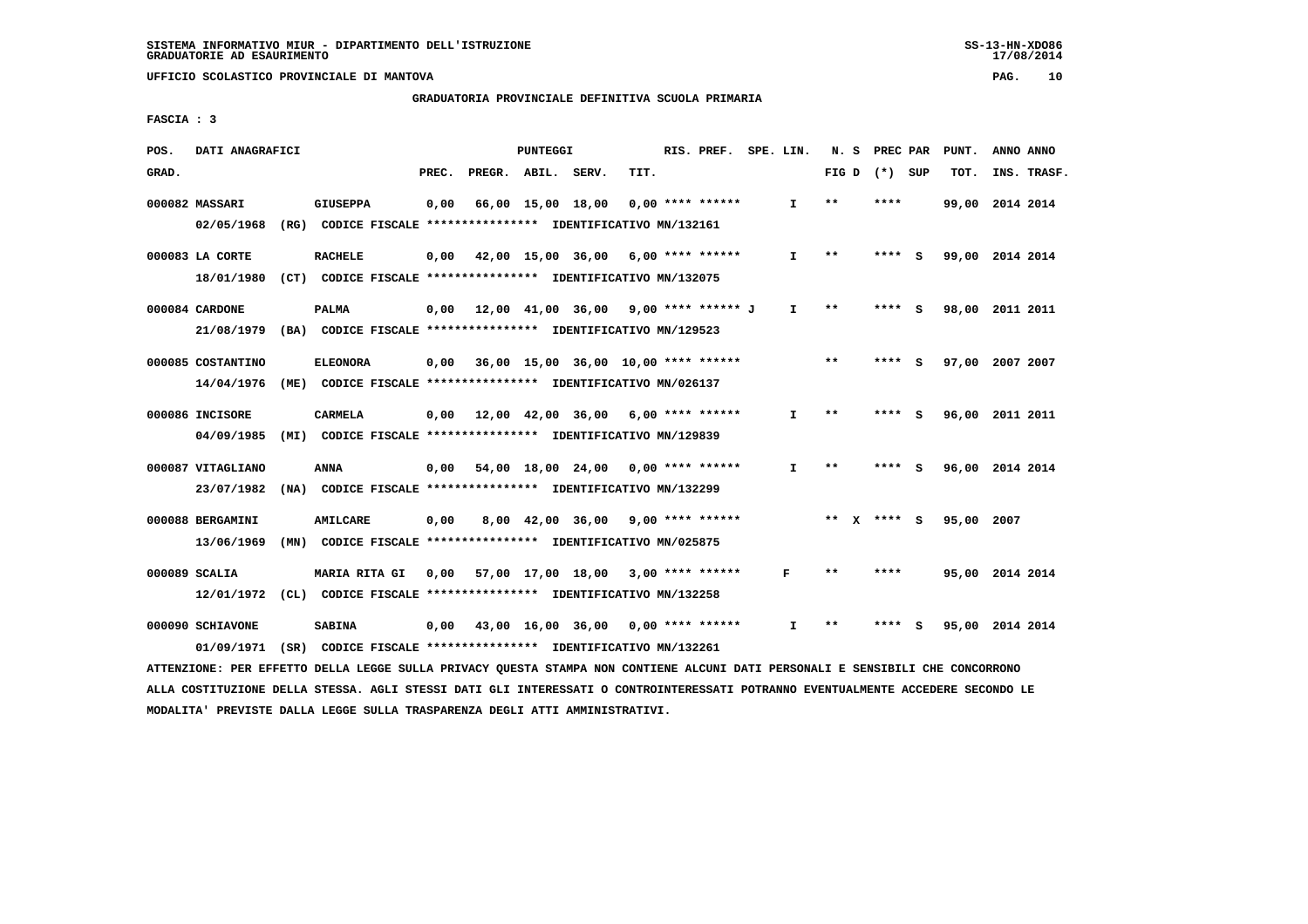SISTEMA INFORMATIVO MIUR - DIPARTIMENTO DELL'ISTRUZIONE
GRADUATORIE AD ESAURIMENTO

UFFICIO SCOLASTICO PROVINCIALE DI MANTOVA

GRADUATORIA PROVINCIALE DEFINITIVA SCUOLA PRIMARIA

FASCIA : 3

| POS. GRAD. | DATI ANAGRAFICI | | PUNTEGGI PREC. | PREGR. | ABIL. | SERV. | TIT. | RIS. PREF. | SPE. LIN. | N. S FIG D | PREC PAR (*) SUP | PUNT. TOT. | ANNO INS. | ANNO TRASF. |
|---|---|---|---|---|---|---|---|---|---|---|---|---|---|---|
| 000082 | MASSARI | GIUSEPPA | 0,00 | 66,00 | 15,00 | 18,00 | 0,00 | **** ****** | I | ** | **** | 99,00 | 2014 | 2014 |
| | 02/05/1968 (RG) | CODICE FISCALE **************** IDENTIFICATIVO MN/132161 | | | | | | | | | | | | |
| 000083 | LA CORTE | RACHELE | 0,00 | 42,00 | 15,00 | 36,00 | 6,00 | **** ****** | I | ** | **** S | 99,00 | 2014 | 2014 |
| | 18/01/1980 (CT) | CODICE FISCALE **************** IDENTIFICATIVO MN/132075 | | | | | | | | | | | | |
| 000084 | CARDONE | PALMA | 0,00 | 12,00 | 41,00 | 36,00 | 9,00 | **** ****** J | I | ** | **** S | 98,00 | 2011 | 2011 |
| | 21/08/1979 (BA) | CODICE FISCALE **************** IDENTIFICATIVO MN/129523 | | | | | | | | | | | | |
| 000085 | COSTANTINO | ELEONORA | 0,00 | 36,00 | 15,00 | 36,00 | 10,00 | **** ****** | | ** | **** S | 97,00 | 2007 | 2007 |
| | 14/04/1976 (ME) | CODICE FISCALE **************** IDENTIFICATIVO MN/026137 | | | | | | | | | | | | |
| 000086 | INCISORE | CARMELA | 0,00 | 12,00 | 42,00 | 36,00 | 6,00 | **** ****** | I | ** | **** S | 96,00 | 2011 | 2011 |
| | 04/09/1985 (MI) | CODICE FISCALE **************** IDENTIFICATIVO MN/129839 | | | | | | | | | | | | |
| 000087 | VITAGLIANO | ANNA | 0,00 | 54,00 | 18,00 | 24,00 | 0,00 | **** ****** | I | ** | **** S | 96,00 | 2014 | 2014 |
| | 23/07/1982 (NA) | CODICE FISCALE **************** IDENTIFICATIVO MN/132299 | | | | | | | | | | | | |
| 000088 | BERGAMINI | AMILCARE | 0,00 | 8,00 | 42,00 | 36,00 | 9,00 | **** ****** | | ** X | **** S | 95,00 | 2007 | |
| | 13/06/1969 (MN) | CODICE FISCALE **************** IDENTIFICATIVO MN/025875 | | | | | | | | | | | | |
| 000089 | SCALIA | MARIA RITA GI | 0,00 | 57,00 | 17,00 | 18,00 | 3,00 | **** ****** | F | ** | **** | 95,00 | 2014 | 2014 |
| | 12/01/1972 (CL) | CODICE FISCALE **************** IDENTIFICATIVO MN/132258 | | | | | | | | | | | | |
| 000090 | SCHIAVONE | SABINA | 0,00 | 43,00 | 16,00 | 36,00 | 0,00 | **** ****** | I | ** | **** S | 95,00 | 2014 | 2014 |
| | 01/09/1971 (SR) | CODICE FISCALE **************** IDENTIFICATIVO MN/132261 | | | | | | | | | | | | |

ATTENZIONE: PER EFFETTO DELLA LEGGE SULLA PRIVACY QUESTA STAMPA NON CONTIENE ALCUNI DATI PERSONALI E SENSIBILI CHE CONCORRONO ALLA COSTITUZIONE DELLA STESSA. AGLI STESSI DATI GLI INTERESSATI O CONTROINTERESSATI POTRANNO EVENTUALMENTE ACCEDERE SECONDO LE MODALITA' PREVISTE DALLA LEGGE SULLA TRASPARENZA DEGLI ATTI AMMINISTRATIVI.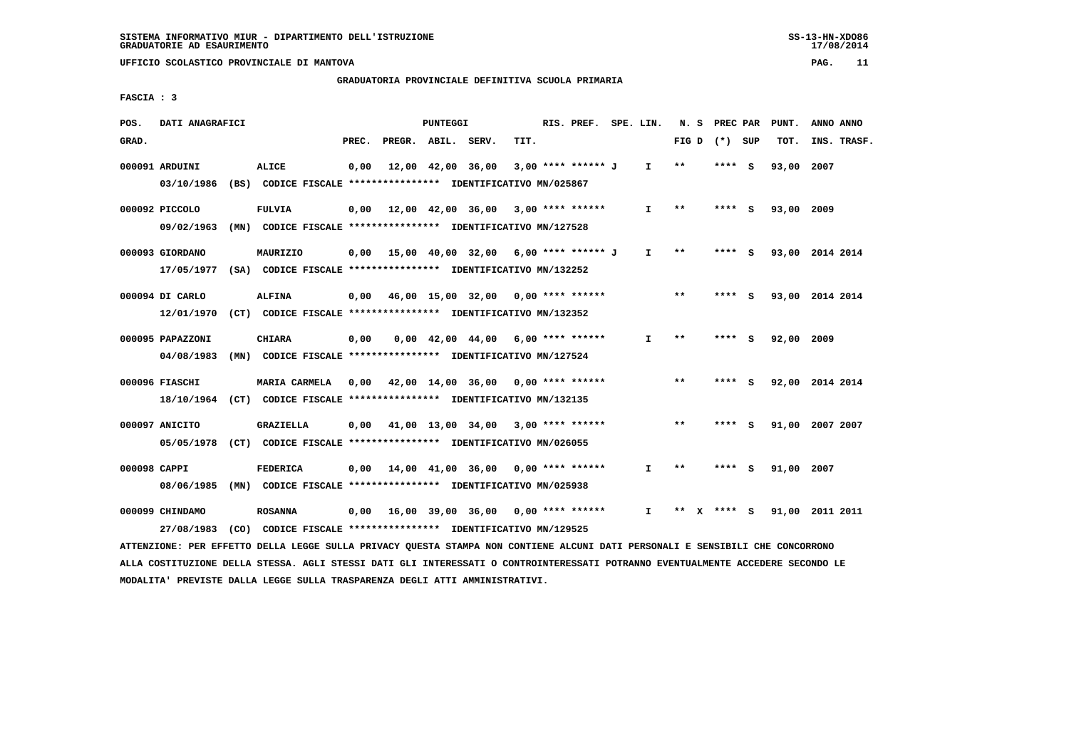SISTEMA INFORMATIVO MIUR - DIPARTIMENTO DELL'ISTRUZIONE
GRADUATORIE AD ESAURIMENTO

UFFICIO SCOLASTICO PROVINCIALE DI MANTOVA

GRADUATORIA PROVINCIALE DEFINITIVA SCUOLA PRIMARIA

FASCIA : 3

| POS. GRAD. | DATI ANAGRAFICI | | PREC. | PREGR. | ABIL. | SERV. | TIT. | RIS. PREF. | SPE. LIN. | N. S FIG D | PREC PAR (*) SUP | PUNT. TOT. | ANNO INS. | ANNO TRASF. |
|---|---|---|---|---|---|---|---|---|---|---|---|---|---|---|
| 000091 | ARDUINI | ALICE | 0,00 | 12,00 | 42,00 | 36,00 | 3,00 | **** ****** J | I | ** | **** S | 93,00 | 2007 | |
| | 03/10/1986 (BS) CODICE FISCALE **************** IDENTIFICATIVO MN/025867 | | | | | | | | | | | | | |
| 000092 | PICCOLO | FULVIA | 0,00 | 12,00 | 42,00 | 36,00 | 3,00 | **** ****** | I | ** | **** S | 93,00 | 2009 | |
| | 09/02/1963 (MN) CODICE FISCALE **************** IDENTIFICATIVO MN/127528 | | | | | | | | | | | | | |
| 000093 | GIORDANO | MAURIZIO | 0,00 | 15,00 | 40,00 | 32,00 | 6,00 | **** ****** J | I | ** | **** S | 93,00 | 2014 | 2014 |
| | 17/05/1977 (SA) CODICE FISCALE **************** IDENTIFICATIVO MN/132252 | | | | | | | | | | | | | |
| 000094 | DI CARLO | ALFINA | 0,00 | 46,00 | 15,00 | 32,00 | 0,00 | **** ****** | | ** | **** S | 93,00 | 2014 | 2014 |
| | 12/01/1970 (CT) CODICE FISCALE **************** IDENTIFICATIVO MN/132352 | | | | | | | | | | | | | |
| 000095 | PAPAZZONI | CHIARA | 0,00 | 0,00 | 42,00 | 44,00 | 6,00 | **** ****** | I | ** | **** S | 92,00 | 2009 | |
| | 04/08/1983 (MN) CODICE FISCALE **************** IDENTIFICATIVO MN/127524 | | | | | | | | | | | | | |
| 000096 | FIASCHI | MARIA CARMELA | 0,00 | 42,00 | 14,00 | 36,00 | 0,00 | **** ****** | | ** | **** S | 92,00 | 2014 | 2014 |
| | 18/10/1964 (CT) CODICE FISCALE **************** IDENTIFICATIVO MN/132135 | | | | | | | | | | | | | |
| 000097 | ANICITO | GRAZIELLA | 0,00 | 41,00 | 13,00 | 34,00 | 3,00 | **** ****** | | ** | **** S | 91,00 | 2007 | 2007 |
| | 05/05/1978 (CT) CODICE FISCALE **************** IDENTIFICATIVO MN/026055 | | | | | | | | | | | | | |
| 000098 | CAPPI | FEDERICA | 0,00 | 14,00 | 41,00 | 36,00 | 0,00 | **** ****** | I | ** | **** S | 91,00 | 2007 | |
| | 08/06/1985 (MN) CODICE FISCALE **************** IDENTIFICATIVO MN/025938 | | | | | | | | | | | | | |
| 000099 | CHINDAMO | ROSANNA | 0,00 | 16,00 | 39,00 | 36,00 | 0,00 | **** ****** | I | ** X | **** S | 91,00 | 2011 | 2011 |
| | 27/08/1983 (CO) CODICE FISCALE **************** IDENTIFICATIVO MN/129525 | | | | | | | | | | | | | |

ATTENZIONE: PER EFFETTO DELLA LEGGE SULLA PRIVACY QUESTA STAMPA NON CONTIENE ALCUNI DATI PERSONALI E SENSIBILI CHE CONCORRONO ALLA COSTITUZIONE DELLA STESSA. AGLI STESSI DATI GLI INTERESSATI O CONTROINTERESSATI POTRANNO EVENTUALMENTE ACCEDERE SECONDO LE MODALITA' PREVISTE DALLA LEGGE SULLA TRASPARENZA DEGLI ATTI AMMINISTRATIVI.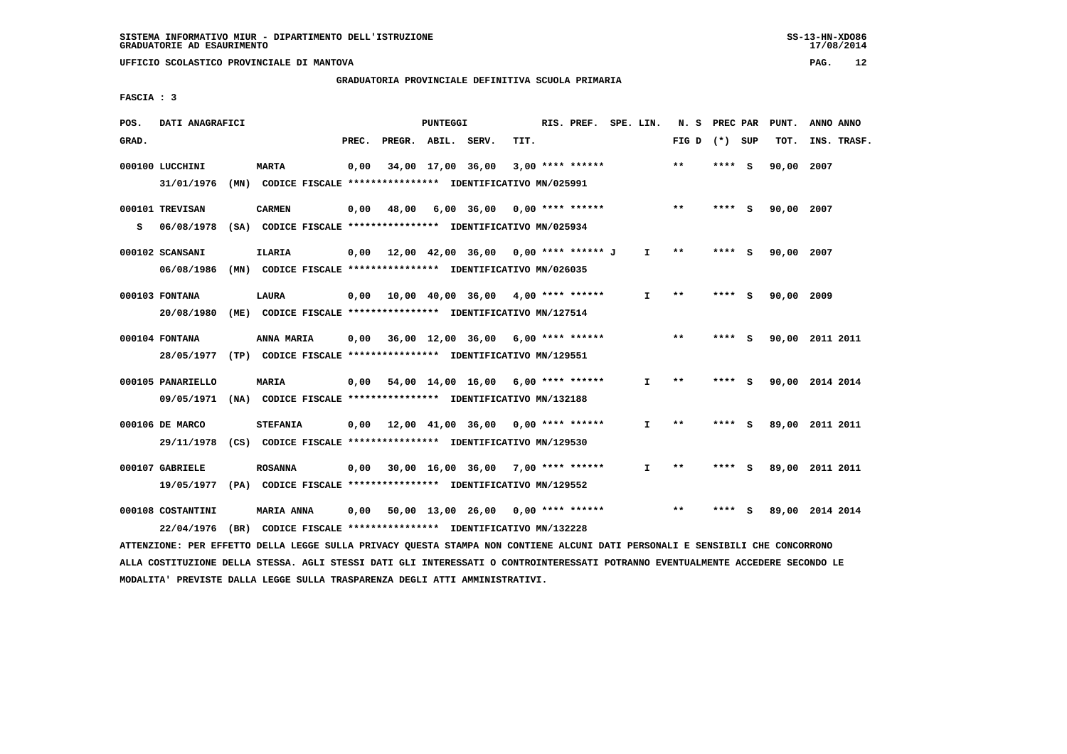SISTEMA INFORMATIVO MIUR - DIPARTIMENTO DELL'ISTRUZIONE
GRADUATORIE AD ESAURIMENTO

UFFICIO SCOLASTICO PROVINCIALE DI MANTOVA

## GRADUATORIA PROVINCIALE DEFINITIVA SCUOLA PRIMARIA

FASCIA : 3

| POS. GRAD. | DATI ANAGRAFICI | | PREC. | PREGR. | ABIL. | SERV. | TIT. | RIS. PREF. | SPE. LIN. | N. S FIG D | PREC PAR (*) | SUP | PUNT. TOT. | ANNO INS. | ANNO TRASF. |
|---|---|---|---|---|---|---|---|---|---|---|---|---|---|---|---|
| 000100 | LUCCHINI | MARTA | 0,00 | 34,00 | 17,00 | 36,00 | 3,00 | **** ****** | | ** | **** | S | 90,00 | 2007 | |
| | 31/01/1976 (MN) CODICE FISCALE **************** IDENTIFICATIVO MN/025991 | | | | | | | | | | | | | | |
| 000101 | TREVISAN | CARMEN | 0,00 | 48,00 | 6,00 | 36,00 | 0,00 | **** ****** | | ** | **** | S | 90,00 | 2007 | |
| S | 06/08/1978 (SA) CODICE FISCALE **************** IDENTIFICATIVO MN/025934 | | | | | | | | | | | | | | |
| 000102 | SCANSANI | ILARIA | 0,00 | 12,00 | 42,00 | 36,00 | 0,00 | **** ****** J | I | ** | **** | S | 90,00 | 2007 | |
| | 06/08/1986 (MN) CODICE FISCALE **************** IDENTIFICATIVO MN/026035 | | | | | | | | | | | | | | |
| 000103 | FONTANA | LAURA | 0,00 | 10,00 | 40,00 | 36,00 | 4,00 | **** ****** | I | ** | **** | S | 90,00 | 2009 | |
| | 20/08/1980 (ME) CODICE FISCALE **************** IDENTIFICATIVO MN/127514 | | | | | | | | | | | | | | |
| 000104 | FONTANA | ANNA MARIA | 0,00 | 36,00 | 12,00 | 36,00 | 6,00 | **** ****** | | ** | **** | S | 90,00 | 2011 | 2011 |
| | 28/05/1977 (TP) CODICE FISCALE **************** IDENTIFICATIVO MN/129551 | | | | | | | | | | | | | | |
| 000105 | PANARIELLO | MARIA | 0,00 | 54,00 | 14,00 | 16,00 | 6,00 | **** ****** | I | ** | **** | S | 90,00 | 2014 | 2014 |
| | 09/05/1971 (NA) CODICE FISCALE **************** IDENTIFICATIVO MN/132188 | | | | | | | | | | | | | | |
| 000106 | DE MARCO | STEFANIA | 0,00 | 12,00 | 41,00 | 36,00 | 0,00 | **** ****** | I | ** | **** | S | 89,00 | 2011 | 2011 |
| | 29/11/1978 (CS) CODICE FISCALE **************** IDENTIFICATIVO MN/129530 | | | | | | | | | | | | | | |
| 000107 | GABRIELE | ROSANNA | 0,00 | 30,00 | 16,00 | 36,00 | 7,00 | **** ****** | I | ** | **** | S | 89,00 | 2011 | 2011 |
| | 19/05/1977 (PA) CODICE FISCALE **************** IDENTIFICATIVO MN/129552 | | | | | | | | | | | | | | |
| 000108 | COSTANTINI | MARIA ANNA | 0,00 | 50,00 | 13,00 | 26,00 | 0,00 | **** ****** | | ** | **** | S | 89,00 | 2014 | 2014 |
| | 22/04/1976 (BR) CODICE FISCALE **************** IDENTIFICATIVO MN/132228 | | | | | | | | | | | | | | |

ATTENZIONE: PER EFFETTO DELLA LEGGE SULLA PRIVACY QUESTA STAMPA NON CONTIENE ALCUNI DATI PERSONALI E SENSIBILI CHE CONCORRONO ALLA COSTITUZIONE DELLA STESSA. AGLI STESSI DATI GLI INTERESSATI O CONTROINTERESSATI POTRANNO EVENTUALMENTE ACCEDERE SECONDO LE MODALITA' PREVISTE DALLA LEGGE SULLA TRASPARENZA DEGLI ATTI AMMINISTRATIVI.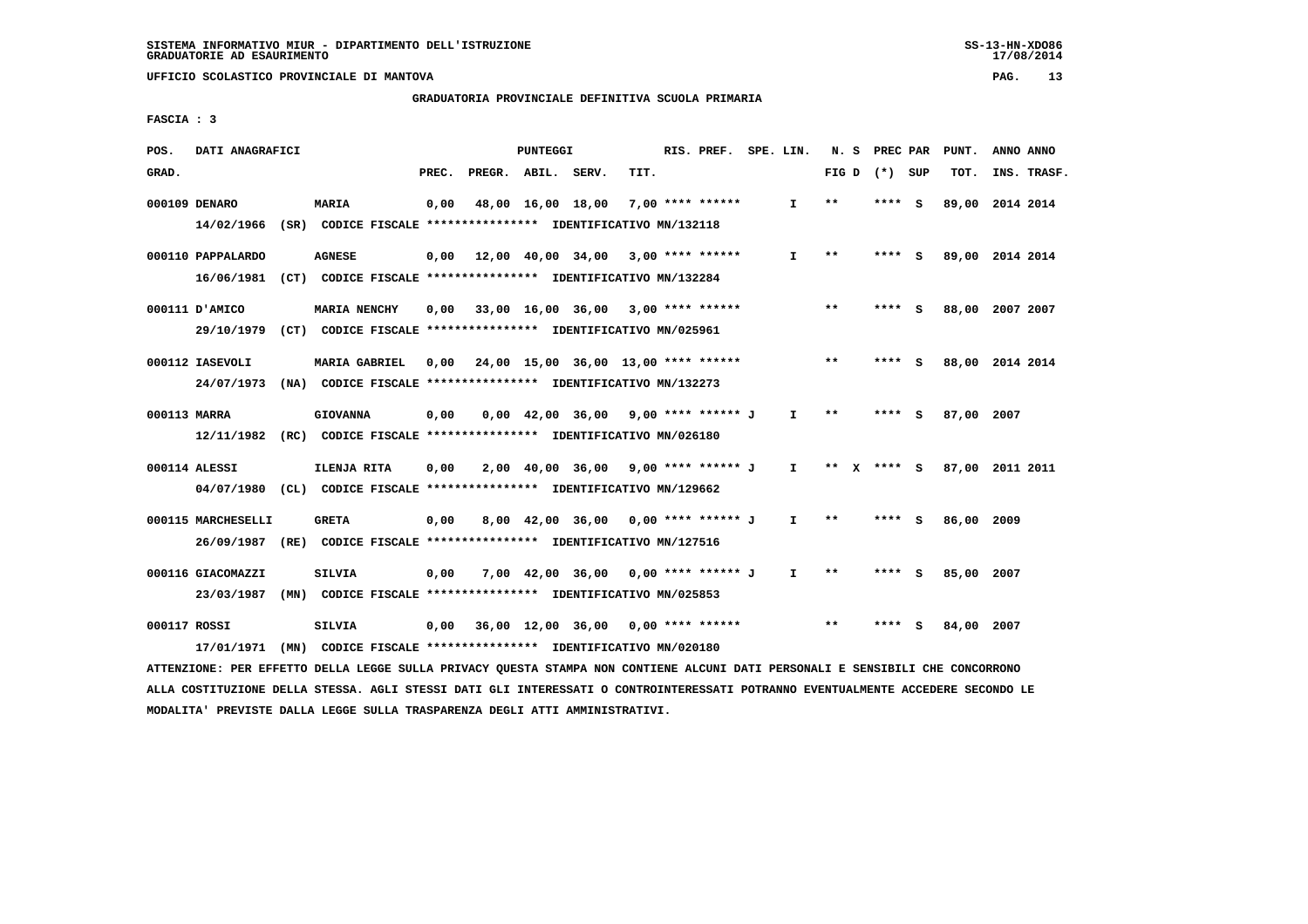SISTEMA INFORMATIVO MIUR - DIPARTIMENTO DELL'ISTRUZIONE
GRADUATORIE AD ESAURIMENTO

UFFICIO SCOLASTICO PROVINCIALE DI MANTOVA

## GRADUATORIA PROVINCIALE DEFINITIVA SCUOLA PRIMARIA

FASCIA : 3

| POS. GRAD. | DATI ANAGRAFICI | | PREC. | PREGR. | ABIL. | SERV. | TIT. | RIS. PREF. | SPE. LIN. | N. S FIG D | PREC PAR (*) SUP | PUNT. TOT. | ANNO INS. | ANNO TRASF. |
|---|---|---|---|---|---|---|---|---|---|---|---|---|---|---|
| 000109 | DENARO | MARIA | 0,00 | 48,00 | 16,00 | 18,00 | 7,00 | **** ****** | I | ** | **** S | 89,00 | 2014 | 2014 |
| | 14/02/1966 (SR) | CODICE FISCALE **************** IDENTIFICATIVO MN/132118 | | | | | | | | | | | | |
| 000110 | PAPPALARDO | AGNESE | 0,00 | 12,00 | 40,00 | 34,00 | 3,00 | **** ****** | I | ** | **** S | 89,00 | 2014 | 2014 |
| | 16/06/1981 (CT) | CODICE FISCALE **************** IDENTIFICATIVO MN/132284 | | | | | | | | | | | | |
| 000111 | D'AMICO | MARIA NENCHY | 0,00 | 33,00 | 16,00 | 36,00 | 3,00 | **** ****** | | ** | **** S | 88,00 | 2007 | 2007 |
| | 29/10/1979 (CT) | CODICE FISCALE **************** IDENTIFICATIVO MN/025961 | | | | | | | | | | | | |
| 000112 | IASEVOLI | MARIA GABRIEL | 0,00 | 24,00 | 15,00 | 36,00 | 13,00 | **** ****** | | ** | **** S | 88,00 | 2014 | 2014 |
| | 24/07/1973 (NA) | CODICE FISCALE **************** IDENTIFICATIVO MN/132273 | | | | | | | | | | | | |
| 000113 | MARRA | GIOVANNA | 0,00 | 0,00 | 42,00 | 36,00 | 9,00 | **** ****** J | I | ** | **** S | 87,00 | 2007 | |
| | 12/11/1982 (RC) | CODICE FISCALE **************** IDENTIFICATIVO MN/026180 | | | | | | | | | | | | |
| 000114 | ALESSI | ILENJA RITA | 0,00 | 2,00 | 40,00 | 36,00 | 9,00 | **** ****** J | I | ** X | **** S | 87,00 | 2011 | 2011 |
| | 04/07/1980 (CL) | CODICE FISCALE **************** IDENTIFICATIVO MN/129662 | | | | | | | | | | | | |
| 000115 | MARCHESELLI | GRETA | 0,00 | 8,00 | 42,00 | 36,00 | 0,00 | **** ****** J | I | ** | **** S | 86,00 | 2009 | |
| | 26/09/1987 (RE) | CODICE FISCALE **************** IDENTIFICATIVO MN/127516 | | | | | | | | | | | | |
| 000116 | GIACOMAZZI | SILVIA | 0,00 | 7,00 | 42,00 | 36,00 | 0,00 | **** ****** J | I | ** | **** S | 85,00 | 2007 | |
| | 23/03/1987 (MN) | CODICE FISCALE **************** IDENTIFICATIVO MN/025853 | | | | | | | | | | | | |
| 000117 | ROSSI | SILVIA | 0,00 | 36,00 | 12,00 | 36,00 | 0,00 | **** ****** | | ** | **** S | 84,00 | 2007 | |
| | 17/01/1971 (MN) | CODICE FISCALE **************** IDENTIFICATIVO MN/020180 | | | | | | | | | | | | |

ATTENZIONE: PER EFFETTO DELLA LEGGE SULLA PRIVACY QUESTA STAMPA NON CONTIENE ALCUNI DATI PERSONALI E SENSIBILI CHE CONCORRONO ALLA COSTITUZIONE DELLA STESSA. AGLI STESSI DATI GLI INTERESSATI O CONTROINTERESSATI POTRANNO EVENTUALMENTE ACCEDERE SECONDO LE MODALITA' PREVISTE DALLA LEGGE SULLA TRASPARENZA DEGLI ATTI AMMINISTRATIVI.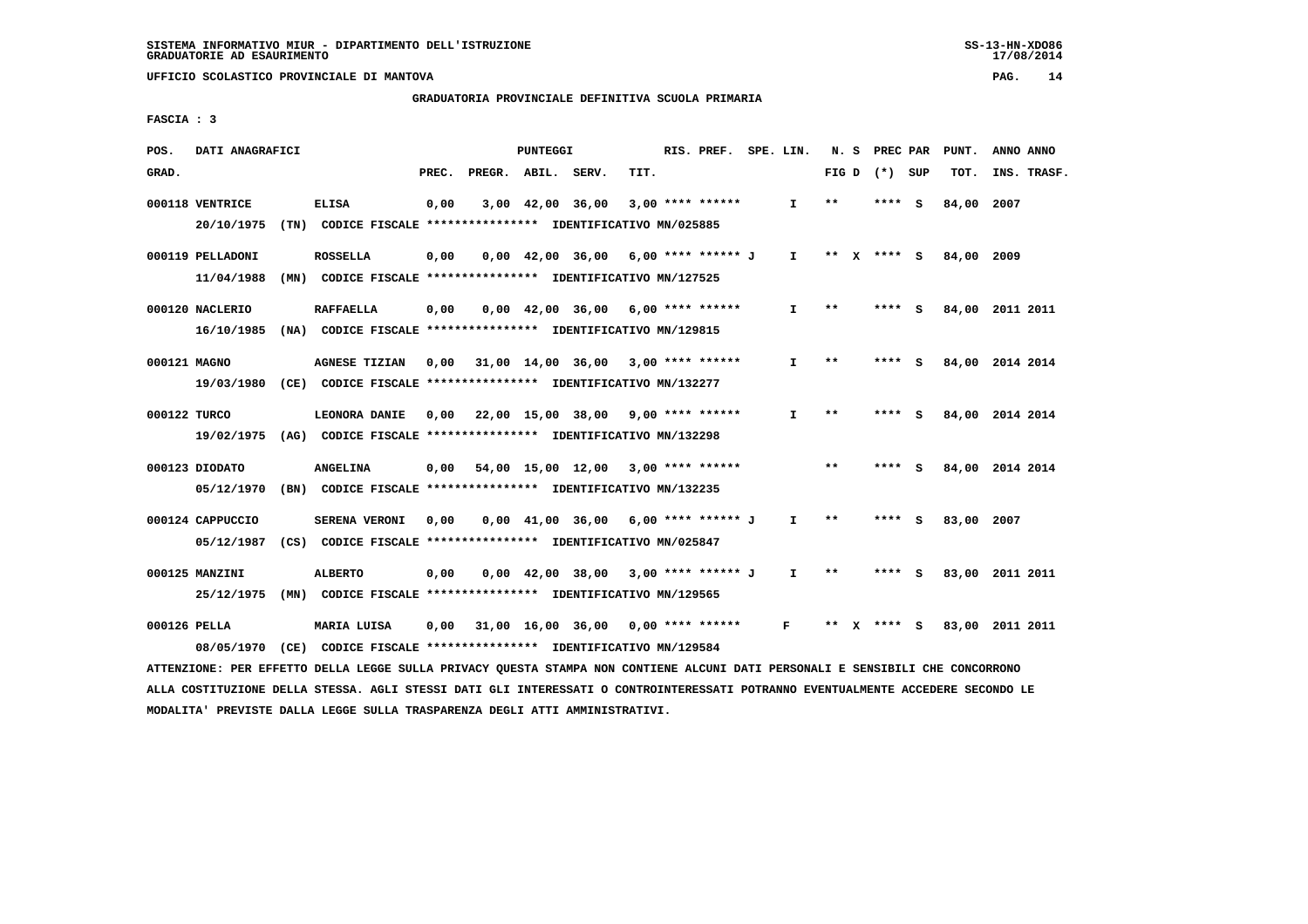SISTEMA INFORMATIVO MIUR - DIPARTIMENTO DELL'ISTRUZIONE
GRADUATORIE AD ESAURIMENTO

UFFICIO SCOLASTICO PROVINCIALE DI MANTOVA

GRADUATORIA PROVINCIALE DEFINITIVA SCUOLA PRIMARIA

FASCIA : 3

| POS. GRAD. | DATI ANAGRAFICI | | PREC. | PREGR. | ABIL. | SERV. | TIT. | RIS. PREF. | SPE. LIN. | N. S FIG D | PREC PAR (*) | SUP | PUNT. TOT. | ANNO INS. | ANNO TRASF. |
|---|---|---|---|---|---|---|---|---|---|---|---|---|---|---|---|
| 000118 | VENTRICE | ELISA | 0,00 | 3,00 | 42,00 | 36,00 | 3,00 | **** ****** | I | ** | **** | S | 84,00 | 2007 | |
| | 20/10/1975 (TN) | CODICE FISCALE **************** IDENTIFICATIVO MN/025885 | | | | | | | | | | | | | |
| 000119 | PELLADONI | ROSSELLA | 0,00 | 0,00 | 42,00 | 36,00 | 6,00 | **** ****** J | I | ** X | **** | S | 84,00 | 2009 | |
| | 11/04/1988 (MN) | CODICE FISCALE **************** IDENTIFICATIVO MN/127525 | | | | | | | | | | | | | |
| 000120 | NACLERIO | RAFFAELLA | 0,00 | 0,00 | 42,00 | 36,00 | 6,00 | **** ****** | I | ** | **** | S | 84,00 | 2011 | 2011 |
| | 16/10/1985 (NA) | CODICE FISCALE **************** IDENTIFICATIVO MN/129815 | | | | | | | | | | | | | |
| 000121 | MAGNO | AGNESE TIZIAN | 0,00 | 31,00 | 14,00 | 36,00 | 3,00 | **** ****** | I | ** | **** | S | 84,00 | 2014 | 2014 |
| | 19/03/1980 (CE) | CODICE FISCALE **************** IDENTIFICATIVO MN/132277 | | | | | | | | | | | | | |
| 000122 | TURCO | LEONORA DANIE | 0,00 | 22,00 | 15,00 | 38,00 | 9,00 | **** ****** | I | ** | **** | S | 84,00 | 2014 | 2014 |
| | 19/02/1975 (AG) | CODICE FISCALE **************** IDENTIFICATIVO MN/132298 | | | | | | | | | | | | | |
| 000123 | DIODATO | ANGELINA | 0,00 | 54,00 | 15,00 | 12,00 | 3,00 | **** ****** | | ** | **** | S | 84,00 | 2014 | 2014 |
| | 05/12/1970 (BN) | CODICE FISCALE **************** IDENTIFICATIVO MN/132235 | | | | | | | | | | | | | |
| 000124 | CAPPUCCIO | SERENA VERONI | 0,00 | 0,00 | 41,00 | 36,00 | 6,00 | **** ****** J | I | ** | **** | S | 83,00 | 2007 | |
| | 05/12/1987 (CS) | CODICE FISCALE **************** IDENTIFICATIVO MN/025847 | | | | | | | | | | | | | |
| 000125 | MANZINI | ALBERTO | 0,00 | 0,00 | 42,00 | 38,00 | 3,00 | **** ****** J | I | ** | **** | S | 83,00 | 2011 | 2011 |
| | 25/12/1975 (MN) | CODICE FISCALE **************** IDENTIFICATIVO MN/129565 | | | | | | | | | | | | | |
| 000126 | PELLA | MARIA LUISA | 0,00 | 31,00 | 16,00 | 36,00 | 0,00 | **** ****** | F | ** X | **** | S | 83,00 | 2011 | 2011 |
| | 08/05/1970 (CE) | CODICE FISCALE **************** IDENTIFICATIVO MN/129584 | | | | | | | | | | | | | |

ATTENZIONE: PER EFFETTO DELLA LEGGE SULLA PRIVACY QUESTA STAMPA NON CONTIENE ALCUNI DATI PERSONALI E SENSIBILI CHE CONCORRONO ALLA COSTITUZIONE DELLA STESSA. AGLI STESSI DATI GLI INTERESSATI O CONTROINTERESSATI POTRANNO EVENTUALMENTE ACCEDERE SECONDO LE MODALITA' PREVISTE DALLA LEGGE SULLA TRASPARENZA DEGLI ATTI AMMINISTRATIVI.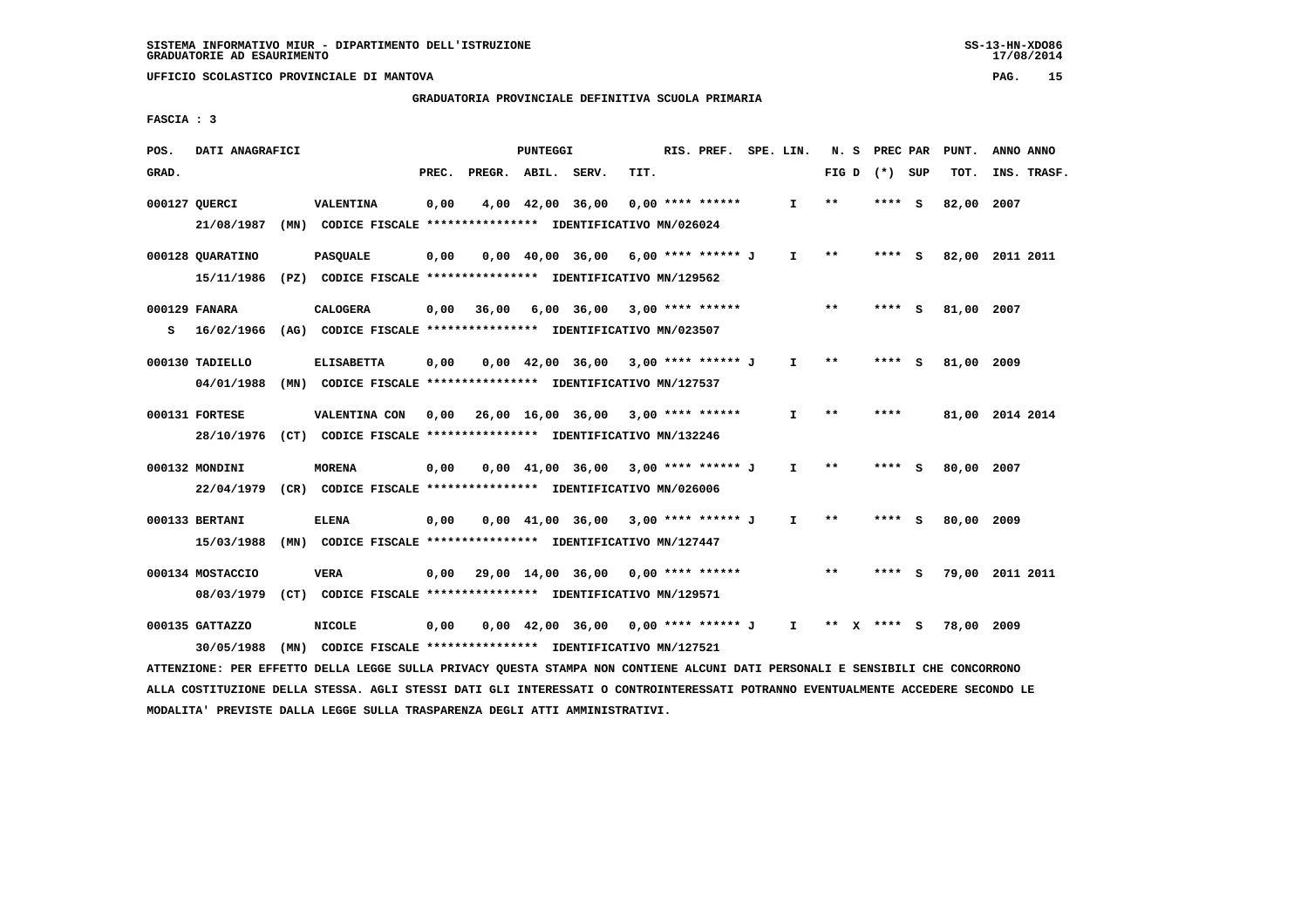SISTEMA INFORMATIVO MIUR - DIPARTIMENTO DELL'ISTRUZIONE
GRADUATORIE AD ESAURIMENTO

UFFICIO SCOLASTICO PROVINCIALE DI MANTOVA

GRADUATORIA PROVINCIALE DEFINITIVA SCUOLA PRIMARIA

FASCIA : 3

| POS. GRAD. | DATI ANAGRAFICI | | PREC. | PREGR. | ABIL. | SERV. | TIT. | RIS. PREF. | SPE. LIN. | N. S FIG D | PREC PAR (*) SUP | PUNT. TOT. | ANNO INS. | ANNO TRASF. |
|---|---|---|---|---|---|---|---|---|---|---|---|---|---|---|
| 000127 | QUERCI | VALENTINA | 0,00 | 4,00 | 42,00 | 36,00 | 0,00 | **** ****** | I | ** | **** S | 82,00 | 2007 | |
| | 21/08/1987 (MN) | CODICE FISCALE **************** IDENTIFICATIVO MN/026024 | | | | | | | | | | | | |
| 000128 | QUARATINO | PASQUALE | 0,00 | 0,00 | 40,00 | 36,00 | 6,00 | **** ****** J | I | ** | **** S | 82,00 | 2011 | 2011 |
| | 15/11/1986 (PZ) | CODICE FISCALE **************** IDENTIFICATIVO MN/129562 | | | | | | | | | | | | |
| 000129 | FANARA | CALOGERA | 0,00 | 36,00 | 6,00 | 36,00 | 3,00 | **** ****** | | ** | **** S | 81,00 | 2007 | |
| S | 16/02/1966 (AG) | CODICE FISCALE **************** IDENTIFICATIVO MN/023507 | | | | | | | | | | | | |
| 000130 | TADIELLO | ELISABETTA | 0,00 | 0,00 | 42,00 | 36,00 | 3,00 | **** ****** J | I | ** | **** S | 81,00 | 2009 | |
| | 04/01/1988 (MN) | CODICE FISCALE **************** IDENTIFICATIVO MN/127537 | | | | | | | | | | | | |
| 000131 | FORTESE | VALENTINA CON | 0,00 | 26,00 | 16,00 | 36,00 | 3,00 | **** ****** | I | ** | **** | 81,00 | 2014 | 2014 |
| | 28/10/1976 (CT) | CODICE FISCALE **************** IDENTIFICATIVO MN/132246 | | | | | | | | | | | | |
| 000132 | MONDINI | MORENA | 0,00 | 0,00 | 41,00 | 36,00 | 3,00 | **** ****** J | I | ** | **** S | 80,00 | 2007 | |
| | 22/04/1979 (CR) | CODICE FISCALE **************** IDENTIFICATIVO MN/026006 | | | | | | | | | | | | |
| 000133 | BERTANI | ELENA | 0,00 | 0,00 | 41,00 | 36,00 | 3,00 | **** ****** J | I | ** | **** S | 80,00 | 2009 | |
| | 15/03/1988 (MN) | CODICE FISCALE **************** IDENTIFICATIVO MN/127447 | | | | | | | | | | | | |
| 000134 | MOSTACCIO | VERA | 0,00 | 29,00 | 14,00 | 36,00 | 0,00 | **** ****** | | ** | **** S | 79,00 | 2011 | 2011 |
| | 08/03/1979 (CT) | CODICE FISCALE **************** IDENTIFICATIVO MN/129571 | | | | | | | | | | | | |
| 000135 | GATTAZZO | NICOLE | 0,00 | 0,00 | 42,00 | 36,00 | 0,00 | **** ****** J | I | ** X | **** S | 78,00 | 2009 | |
| | 30/05/1988 (MN) | CODICE FISCALE **************** IDENTIFICATIVO MN/127521 | | | | | | | | | | | | |

ATTENZIONE: PER EFFETTO DELLA LEGGE SULLA PRIVACY QUESTA STAMPA NON CONTIENE ALCUNI DATI PERSONALI E SENSIBILI CHE CONCORRONO ALLA COSTITUZIONE DELLA STESSA. AGLI STESSI DATI GLI INTERESSATI O CONTROINTERESSATI POTRANNO EVENTUALMENTE ACCEDERE SECONDO LE MODALITA' PREVISTE DALLA LEGGE SULLA TRASPARENZA DEGLI ATTI AMMINISTRATIVI.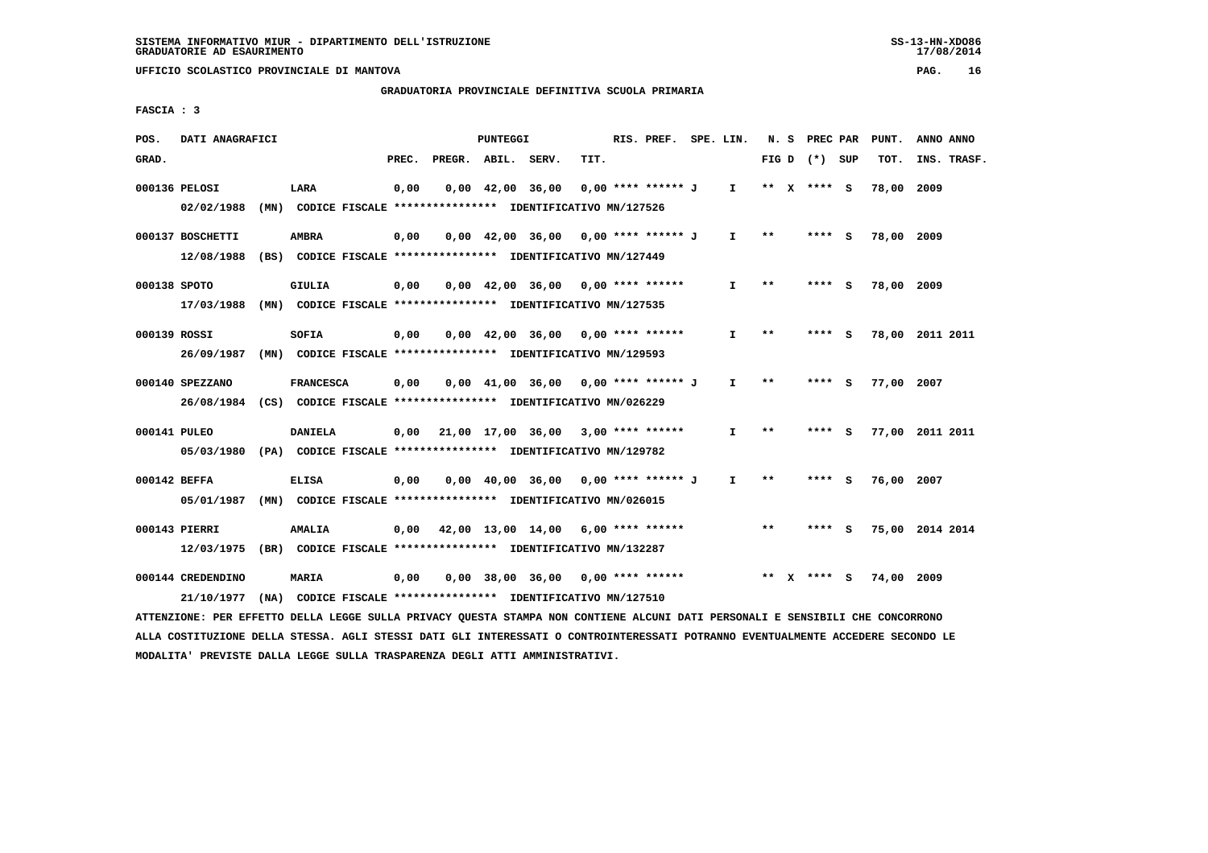SISTEMA INFORMATIVO MIUR - DIPARTIMENTO DELL'ISTRUZIONE
GRADUATORIE AD ESAURIMENTO

UFFICIO SCOLASTICO PROVINCIALE DI MANTOVA

GRADUATORIA PROVINCIALE DEFINITIVA SCUOLA PRIMARIA

FASCIA : 3

| POS. GRAD. | DATI ANAGRAFICI | | PUNTEGGI PREC. | PREGR. | ABIL. | SERV. | TIT. | RIS. PREF. | SPE. LIN. | N. S FIG D | PREC PAR (*) SUP | PUNT. TOT. | ANNO ANNO INS. TRASF. |
|---|---|---|---|---|---|---|---|---|---|---|---|---|---|
| 000136 | PELOSI | LARA | 0,00 | 0,00 | 42,00 | 36,00 | 0,00 | **** ****** J | I | ** X | **** S | 78,00 | 2009 |
| | 02/02/1988 (MN) CODICE FISCALE **************** IDENTIFICATIVO MN/127526 | | | | | | | | | | | | |
| 000137 | BOSCHETTI | AMBRA | 0,00 | 0,00 | 42,00 | 36,00 | 0,00 | **** ****** J | I | ** | **** S | 78,00 | 2009 |
| | 12/08/1988 (BS) CODICE FISCALE **************** IDENTIFICATIVO MN/127449 | | | | | | | | | | | | |
| 000138 | SPOTO | GIULIA | 0,00 | 0,00 | 42,00 | 36,00 | 0,00 | **** ****** | I | ** | **** S | 78,00 | 2009 |
| | 17/03/1988 (MN) CODICE FISCALE **************** IDENTIFICATIVO MN/127535 | | | | | | | | | | | | |
| 000139 | ROSSI | SOFIA | 0,00 | 0,00 | 42,00 | 36,00 | 0,00 | **** ****** | I | ** | **** S | 78,00 | 2011 2011 |
| | 26/09/1987 (MN) CODICE FISCALE **************** IDENTIFICATIVO MN/129593 | | | | | | | | | | | | |
| 000140 | SPEZZANO | FRANCESCA | 0,00 | 0,00 | 41,00 | 36,00 | 0,00 | **** ****** J | I | ** | **** S | 77,00 | 2007 |
| | 26/08/1984 (CS) CODICE FISCALE **************** IDENTIFICATIVO MN/026229 | | | | | | | | | | | | |
| 000141 | PULEO | DANIELA | 0,00 | 21,00 | 17,00 | 36,00 | 3,00 | **** ****** | I | ** | **** S | 77,00 | 2011 2011 |
| | 05/03/1980 (PA) CODICE FISCALE **************** IDENTIFICATIVO MN/129782 | | | | | | | | | | | | |
| 000142 | BEFFA | ELISA | 0,00 | 0,00 | 40,00 | 36,00 | 0,00 | **** ****** J | I | ** | **** S | 76,00 | 2007 |
| | 05/01/1987 (MN) CODICE FISCALE **************** IDENTIFICATIVO MN/026015 | | | | | | | | | | | | |
| 000143 | PIERRI | AMALIA | 0,00 | 42,00 | 13,00 | 14,00 | 6,00 | **** ****** | | ** | **** S | 75,00 | 2014 2014 |
| | 12/03/1975 (BR) CODICE FISCALE **************** IDENTIFICATIVO MN/132287 | | | | | | | | | | | | |
| 000144 | CREDENDINO | MARIA | 0,00 | 0,00 | 38,00 | 36,00 | 0,00 | **** ****** | | ** X | **** S | 74,00 | 2009 |
| | 21/10/1977 (NA) CODICE FISCALE **************** IDENTIFICATIVO MN/127510 | | | | | | | | | | | | |

ATTENZIONE: PER EFFETTO DELLA LEGGE SULLA PRIVACY QUESTA STAMPA NON CONTIENE ALCUNI DATI PERSONALI E SENSIBILI CHE CONCORRONO ALLA COSTITUZIONE DELLA STESSA. AGLI STESSI DATI GLI INTERESSATI O CONTROINTERESSATI POTRANNO EVENTUALMENTE ACCEDERE SECONDO LE MODALITA' PREVISTE DALLA LEGGE SULLA TRASPARENZA DEGLI ATTI AMMINISTRATIVI.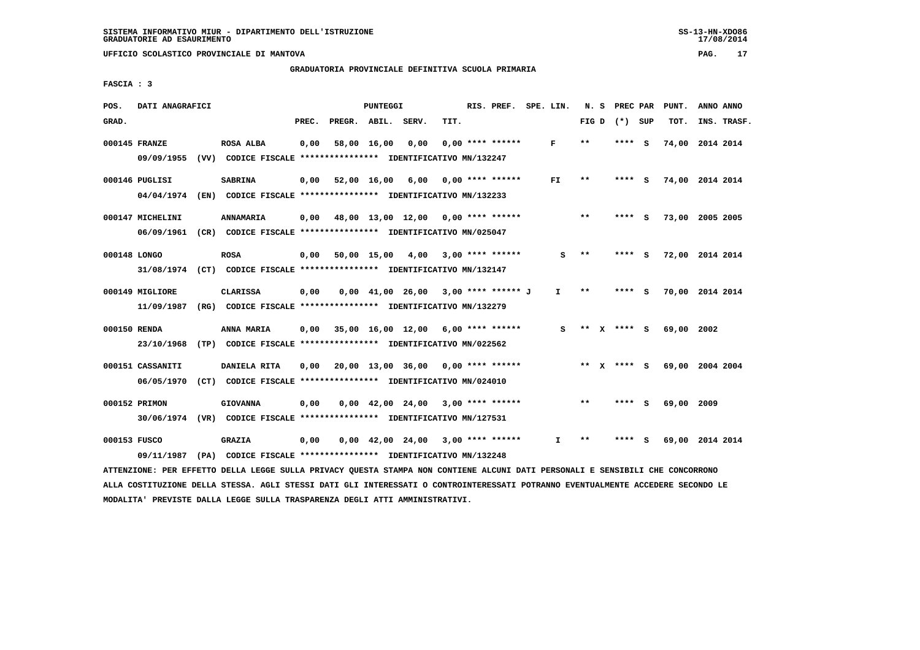SISTEMA INFORMATIVO MIUR - DIPARTIMENTO DELL'ISTRUZIONE
GRADUATORIE AD ESAURIMENTO

UFFICIO SCOLASTICO PROVINCIALE DI MANTOVA

GRADUATORIA PROVINCIALE DEFINITIVA SCUOLA PRIMARIA

FASCIA : 3

| POS. GRAD. | DATI ANAGRAFICI | | PREC. | PREGR. | ABIL. | SERV. | TIT. | RIS. PREF. | SPE. LIN. | N. S FIG D | PREC PAR (*) SUP | PUNT. TOT. | ANNO INS. | ANNO TRASF. |
|---|---|---|---|---|---|---|---|---|---|---|---|---|---|---|
| 000145 | FRANZE | ROSA ALBA | 0,00 | 58,00 | 16,00 | 0,00 | 0,00 | **** ****** | F | ** | **** S | 74,00 | 2014 | 2014 |
| | 09/09/1955 (VV) | CODICE FISCALE **************** IDENTIFICATIVO MN/132247 | | | | | | | | | | | | |
| 000146 | PUGLISI | SABRINA | 0,00 | 52,00 | 16,00 | 6,00 | 0,00 | **** ****** | FI | ** | **** S | 74,00 | 2014 | 2014 |
| | 04/04/1974 (EN) | CODICE FISCALE **************** IDENTIFICATIVO MN/132233 | | | | | | | | | | | | |
| 000147 | MICHELINI | ANNAMARIA | 0,00 | 48,00 | 13,00 | 12,00 | 0,00 | **** ****** | | ** | **** S | 73,00 | 2005 | 2005 |
| | 06/09/1961 (CR) | CODICE FISCALE **************** IDENTIFICATIVO MN/025047 | | | | | | | | | | | | |
| 000148 | LONGO | ROSA | 0,00 | 50,00 | 15,00 | 4,00 | 3,00 | **** ****** | S | ** | **** S | 72,00 | 2014 | 2014 |
| | 31/08/1974 (CT) | CODICE FISCALE **************** IDENTIFICATIVO MN/132147 | | | | | | | | | | | | |
| 000149 | MIGLIORE | CLARISSA | 0,00 | 0,00 | 41,00 | 26,00 | 3,00 | **** ****** J | I | ** | **** S | 70,00 | 2014 | 2014 |
| | 11/09/1987 (RG) | CODICE FISCALE **************** IDENTIFICATIVO MN/132279 | | | | | | | | | | | | |
| 000150 | RENDA | ANNA MARIA | 0,00 | 35,00 | 16,00 | 12,00 | 6,00 | **** ****** | S | ** X | **** S | 69,00 | 2002 | |
| | 23/10/1968 (TP) | CODICE FISCALE **************** IDENTIFICATIVO MN/022562 | | | | | | | | | | | | |
| 000151 | CASSANITI | DANIELA RITA | 0,00 | 20,00 | 13,00 | 36,00 | 0,00 | **** ****** | | ** X | **** S | 69,00 | 2004 | 2004 |
| | 06/05/1970 (CT) | CODICE FISCALE **************** IDENTIFICATIVO MN/024010 | | | | | | | | | | | | |
| 000152 | PRIMON | GIOVANNA | 0,00 | 0,00 | 42,00 | 24,00 | 3,00 | **** ****** | | ** | **** S | 69,00 | 2009 | |
| | 30/06/1974 (VR) | CODICE FISCALE **************** IDENTIFICATIVO MN/127531 | | | | | | | | | | | | |
| 000153 | FUSCO | GRAZIA | 0,00 | 0,00 | 42,00 | 24,00 | 3,00 | **** ****** | I | ** | **** S | 69,00 | 2014 | 2014 |
| | 09/11/1987 (PA) | CODICE FISCALE **************** IDENTIFICATIVO MN/132248 | | | | | | | | | | | | |

ATTENZIONE: PER EFFETTO DELLA LEGGE SULLA PRIVACY QUESTA STAMPA NON CONTIENE ALCUNI DATI PERSONALI E SENSIBILI CHE CONCORRONO ALLA COSTITUZIONE DELLA STESSA. AGLI STESSI DATI GLI INTERESSATI O CONTROINTERESSATI POTRANNO EVENTUALMENTE ACCEDERE SECONDO LE MODALITA' PREVISTE DALLA LEGGE SULLA TRASPARENZA DEGLI ATTI AMMINISTRATIVI.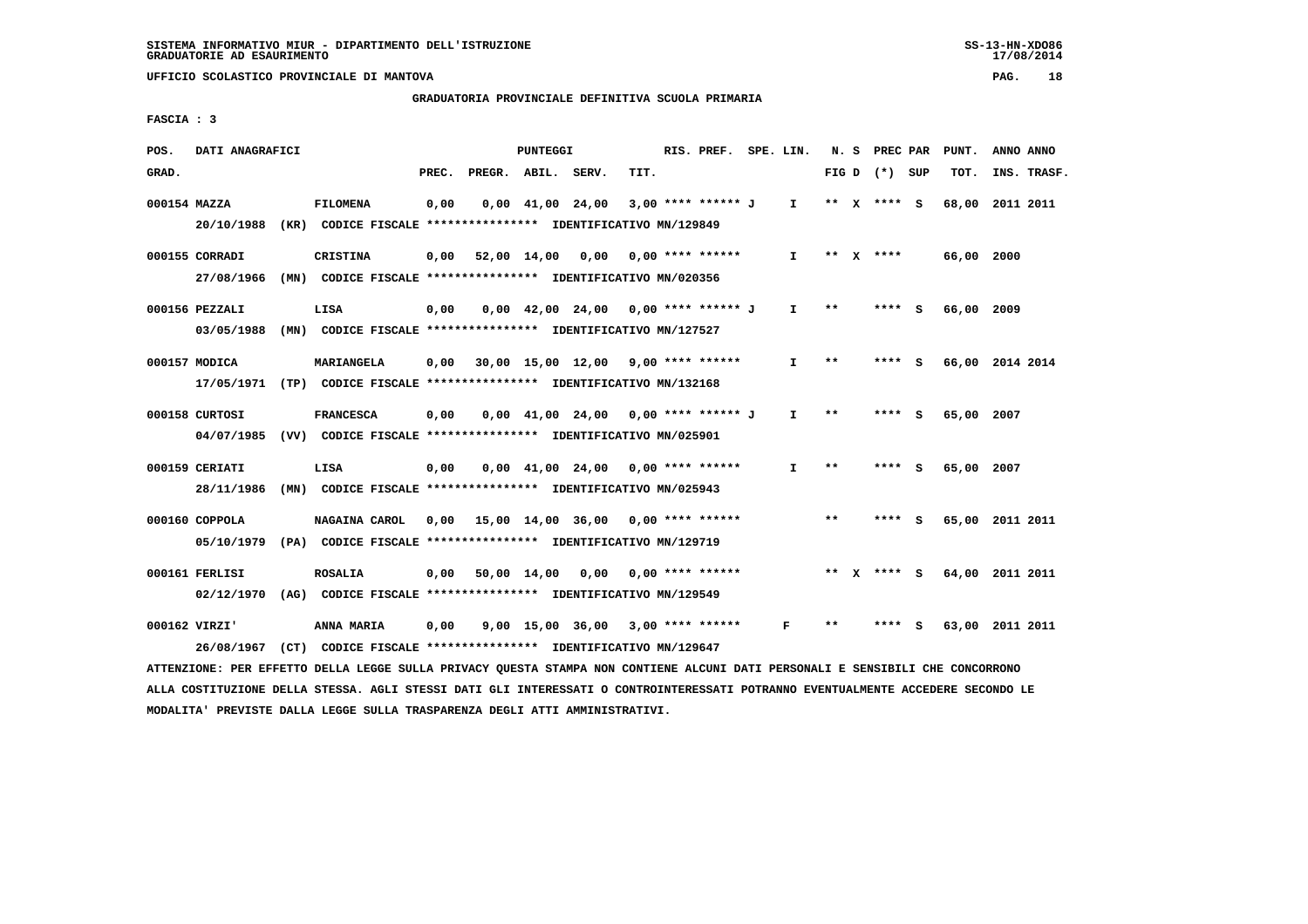SISTEMA INFORMATIVO MIUR - DIPARTIMENTO DELL'ISTRUZIONE
GRADUATORIE AD ESAURIMENTO

UFFICIO SCOLASTICO PROVINCIALE DI MANTOVA

GRADUATORIA PROVINCIALE DEFINITIVA SCUOLA PRIMARIA

FASCIA : 3

| POS. GRAD. | DATI ANAGRAFICI | | PREC. | PREGR. | ABIL. | SERV. | TIT. | RIS. PREF. | SPE. LIN. | N. S FIG D | PREC PAR (*) SUP | PUNT. TOT. | ANNO ANNO INS. TRASF. |
|---|---|---|---|---|---|---|---|---|---|---|---|---|---|
| 000154 | MAZZA | FILOMENA | 0,00 | 0,00 | 41,00 | 24,00 | 3,00 | **** ****** J | I | ** X | **** S | 68,00 | 2011 2011 |
| | 20/10/1988 (KR) CODICE FISCALE **************** IDENTIFICATIVO MN/129849 | | | | | | | | | | | | |
| 000155 | CORRADI | CRISTINA | 0,00 | 52,00 | 14,00 | 0,00 | 0,00 | **** ****** | I | ** X | **** | 66,00 | 2000 |
| | 27/08/1966 (MN) CODICE FISCALE **************** IDENTIFICATIVO MN/020356 | | | | | | | | | | | | |
| 000156 | PEZZALI | LISA | 0,00 | 0,00 | 42,00 | 24,00 | 0,00 | **** ****** J | I | ** | **** S | 66,00 | 2009 |
| | 03/05/1988 (MN) CODICE FISCALE **************** IDENTIFICATIVO MN/127527 | | | | | | | | | | | | |
| 000157 | MODICA | MARIANGELA | 0,00 | 30,00 | 15,00 | 12,00 | 9,00 | **** ****** | I | ** | **** S | 66,00 | 2014 2014 |
| | 17/05/1971 (TP) CODICE FISCALE **************** IDENTIFICATIVO MN/132168 | | | | | | | | | | | | |
| 000158 | CURTOSI | FRANCESCA | 0,00 | 0,00 | 41,00 | 24,00 | 0,00 | **** ****** J | I | ** | **** S | 65,00 | 2007 |
| | 04/07/1985 (VV) CODICE FISCALE **************** IDENTIFICATIVO MN/025901 | | | | | | | | | | | | |
| 000159 | CERIATI | LISA | 0,00 | 0,00 | 41,00 | 24,00 | 0,00 | **** ****** | I | ** | **** S | 65,00 | 2007 |
| | 28/11/1986 (MN) CODICE FISCALE **************** IDENTIFICATIVO MN/025943 | | | | | | | | | | | | |
| 000160 | COPPOLA | NAGAINA CAROL | 0,00 | 15,00 | 14,00 | 36,00 | 0,00 | **** ****** | | ** | **** S | 65,00 | 2011 2011 |
| | 05/10/1979 (PA) CODICE FISCALE **************** IDENTIFICATIVO MN/129719 | | | | | | | | | | | | |
| 000161 | FERLISI | ROSALIA | 0,00 | 50,00 | 14,00 | 0,00 | 0,00 | **** ****** | | ** X | **** S | 64,00 | 2011 2011 |
| | 02/12/1970 (AG) CODICE FISCALE **************** IDENTIFICATIVO MN/129549 | | | | | | | | | | | | |
| 000162 | VIRZI' | ANNA MARIA | 0,00 | 9,00 | 15,00 | 36,00 | 3,00 | **** ****** | F | ** | **** S | 63,00 | 2011 2011 |
| | 26/08/1967 (CT) CODICE FISCALE **************** IDENTIFICATIVO MN/129647 | | | | | | | | | | | | |

ATTENZIONE: PER EFFETTO DELLA LEGGE SULLA PRIVACY QUESTA STAMPA NON CONTIENE ALCUNI DATI PERSONALI E SENSIBILI CHE CONCORRONO ALLA COSTITUZIONE DELLA STESSA. AGLI STESSI DATI GLI INTERESSATI O CONTROINTERESSATI POTRANNO EVENTUALMENTE ACCEDERE SECONDO LE MODALITA' PREVISTE DALLA LEGGE SULLA TRASPARENZA DEGLI ATTI AMMINISTRATIVI.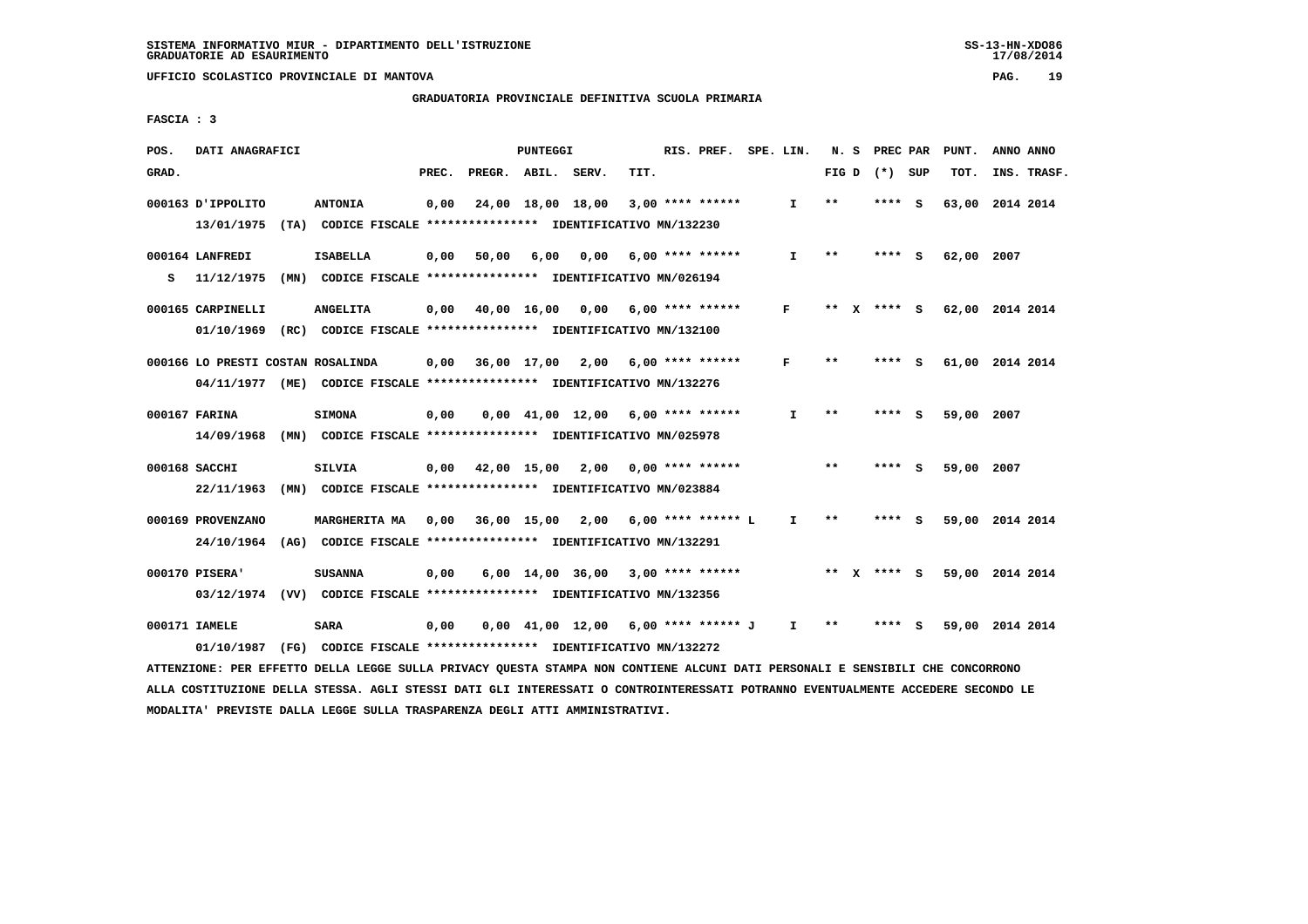SISTEMA INFORMATIVO MIUR - DIPARTIMENTO DELL'ISTRUZIONE
GRADUATORIE AD ESAURIMENTO

UFFICIO SCOLASTICO PROVINCIALE DI MANTOVA

GRADUATORIA PROVINCIALE DEFINITIVA SCUOLA PRIMARIA

FASCIA : 3

| POS. GRAD. | DATI ANAGRAFICI | | PREC. | PREGR. | ABIL. | SERV. | TIT. | RIS. PREF. | SPE. LIN. | N. S FIG D | PREC PAR (*) SUP | PUNT. TOT. | ANNO ANNO INS. TRASF. |
|---|---|---|---|---|---|---|---|---|---|---|---|---|---|
| 000163 | D'IPPOLITO | ANTONIA | 0,00 | 24,00 | 18,00 | 18,00 | 3,00 | **** ****** | I | ** | **** S | 63,00 | 2014 2014 |
| | 13/01/1975 (TA) CODICE FISCALE **************** IDENTIFICATIVO MN/132230 | | | | | | | | | | | | |
| 000164 | LANFREDI | ISABELLA | 0,00 | 50,00 | 6,00 | 0,00 | 6,00 | **** ****** | I | ** | **** S | 62,00 | 2007 |
| S | 11/12/1975 (MN) CODICE FISCALE **************** IDENTIFICATIVO MN/026194 | | | | | | | | | | | | |
| 000165 | CARPINELLI | ANGELITA | 0,00 | 40,00 | 16,00 | 0,00 | 6,00 | **** ****** | F | ** X | **** S | 62,00 | 2014 2014 |
| | 01/10/1969 (RC) CODICE FISCALE **************** IDENTIFICATIVO MN/132100 | | | | | | | | | | | | |
| 000166 | LO PRESTI COSTAN ROSALINDA | | 0,00 | 36,00 | 17,00 | 2,00 | 6,00 | **** ****** | F | ** | **** S | 61,00 | 2014 2014 |
| | 04/11/1977 (ME) CODICE FISCALE **************** IDENTIFICATIVO MN/132276 | | | | | | | | | | | | |
| 000167 | FARINA | SIMONA | 0,00 | 0,00 | 41,00 | 12,00 | 6,00 | **** ****** | I | ** | **** S | 59,00 | 2007 |
| | 14/09/1968 (MN) CODICE FISCALE **************** IDENTIFICATIVO MN/025978 | | | | | | | | | | | | |
| 000168 | SACCHI | SILVIA | 0,00 | 42,00 | 15,00 | 2,00 | 0,00 | **** ****** | | ** | **** S | 59,00 | 2007 |
| | 22/11/1963 (MN) CODICE FISCALE **************** IDENTIFICATIVO MN/023884 | | | | | | | | | | | | |
| 000169 | PROVENZANO | MARGHERITA MA | 0,00 | 36,00 | 15,00 | 2,00 | 6,00 | **** ****** L | I | ** | **** S | 59,00 | 2014 2014 |
| | 24/10/1964 (AG) CODICE FISCALE **************** IDENTIFICATIVO MN/132291 | | | | | | | | | | | | |
| 000170 | PISERA' | SUSANNA | 0,00 | 6,00 | 14,00 | 36,00 | 3,00 | **** ****** | | ** X | **** S | 59,00 | 2014 2014 |
| | 03/12/1974 (VV) CODICE FISCALE **************** IDENTIFICATIVO MN/132356 | | | | | | | | | | | | |
| 000171 | IAMELE | SARA | 0,00 | 0,00 | 41,00 | 12,00 | 6,00 | **** ****** J | I | ** | **** S | 59,00 | 2014 2014 |
| | 01/10/1987 (FG) CODICE FISCALE **************** IDENTIFICATIVO MN/132272 | | | | | | | | | | | | |

ATTENZIONE: PER EFFETTO DELLA LEGGE SULLA PRIVACY QUESTA STAMPA NON CONTIENE ALCUNI DATI PERSONALI E SENSIBILI CHE CONCORRONO ALLA COSTITUZIONE DELLA STESSA. AGLI STESSI DATI GLI INTERESSATI O CONTROINTERESSATI POTRANNO EVENTUALMENTE ACCEDERE SECONDO LE MODALITA' PREVISTE DALLA LEGGE SULLA TRASPARENZA DEGLI ATTI AMMINISTRATIVI.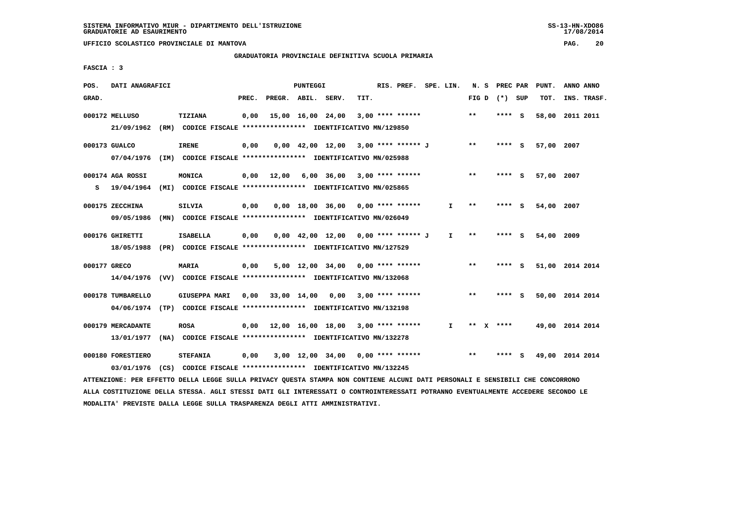SISTEMA INFORMATIVO MIUR - DIPARTIMENTO DELL'ISTRUZIONE
GRADUATORIE AD ESAURIMENTO

UFFICIO SCOLASTICO PROVINCIALE DI MANTOVA

GRADUATORIA PROVINCIALE DEFINITIVA SCUOLA PRIMARIA

FASCIA : 3

| POS. GRAD. | DATI ANAGRAFICI | | PREC. | PREGR. | ABIL. | SERV. | TIT. | RIS. PREF. | SPE. LIN. | N. S FIG D | PREC PAR (*) | SUP | PUNT. TOT. | ANNO INS. | ANNO TRASF. |
|---|---|---|---|---|---|---|---|---|---|---|---|---|---|---|---|
| 000172 | MELLUSO | TIZIANA | 0,00 | 15,00 | 16,00 | 24,00 | 3,00 | **** ****** | | ** | **** | S | 58,00 | 2011 | 2011 |
| | 21/09/1962 (RM) CODICE FISCALE **************** IDENTIFICATIVO MN/129850 | | | | | | | | | | | | | | |
| 000173 | GUALCO | IRENE | 0,00 | 0,00 | 42,00 | 12,00 | 3,00 | **** ****** J | | ** | **** | S | 57,00 | 2007 | |
| | 07/04/1976 (IM) CODICE FISCALE **************** IDENTIFICATIVO MN/025988 | | | | | | | | | | | | | | |
| 000174 | AGA ROSSI | MONICA | 0,00 | 12,00 | 6,00 | 36,00 | 3,00 | **** ****** | | ** | **** | S | 57,00 | 2007 | |
| S | 19/04/1964 (MI) CODICE FISCALE **************** IDENTIFICATIVO MN/025865 | | | | | | | | | | | | | | |
| 000175 | ZECCHINA | SILVIA | 0,00 | 0,00 | 18,00 | 36,00 | 0,00 | **** ****** | I | ** | **** | S | 54,00 | 2007 | |
| | 09/05/1986 (MN) CODICE FISCALE **************** IDENTIFICATIVO MN/026049 | | | | | | | | | | | | | | |
| 000176 | GHIRETTI | ISABELLA | 0,00 | 0,00 | 42,00 | 12,00 | 0,00 | **** ****** J | I | ** | **** | S | 54,00 | 2009 | |
| | 18/05/1988 (PR) CODICE FISCALE **************** IDENTIFICATIVO MN/127529 | | | | | | | | | | | | | | |
| 000177 | GRECO | MARIA | 0,00 | 5,00 | 12,00 | 34,00 | 0,00 | **** ****** | | ** | **** | S | 51,00 | 2014 | 2014 |
| | 14/04/1976 (VV) CODICE FISCALE **************** IDENTIFICATIVO MN/132068 | | | | | | | | | | | | | | |
| 000178 | TUMBARELLO | GIUSEPPA MARI | 0,00 | 33,00 | 14,00 | 0,00 | 3,00 | **** ****** | | ** | **** | S | 50,00 | 2014 | 2014 |
| | 04/06/1974 (TP) CODICE FISCALE **************** IDENTIFICATIVO MN/132198 | | | | | | | | | | | | | | |
| 000179 | MERCADANTE | ROSA | 0,00 | 12,00 | 16,00 | 18,00 | 3,00 | **** ****** | I | ** X | **** | | 49,00 | 2014 | 2014 |
| | 13/01/1977 (NA) CODICE FISCALE **************** IDENTIFICATIVO MN/132278 | | | | | | | | | | | | | | |
| 000180 | FORESTIERO | STEFANIA | 0,00 | 3,00 | 12,00 | 34,00 | 0,00 | **** ****** | | ** | **** | S | 49,00 | 2014 | 2014 |
| | 03/01/1976 (CS) CODICE FISCALE **************** IDENTIFICATIVO MN/132245 | | | | | | | | | | | | | | |

ATTENZIONE: PER EFFETTO DELLA LEGGE SULLA PRIVACY QUESTA STAMPA NON CONTIENE ALCUNI DATI PERSONALI E SENSIBILI CHE CONCORRONO ALLA COSTITUZIONE DELLA STESSA. AGLI STESSI DATI GLI INTERESSATI O CONTROINTERESSATI POTRANNO EVENTUALMENTE ACCEDERE SECONDO LE MODALITA' PREVISTE DALLA LEGGE SULLA TRASPARENZA DEGLI ATTI AMMINISTRATIVI.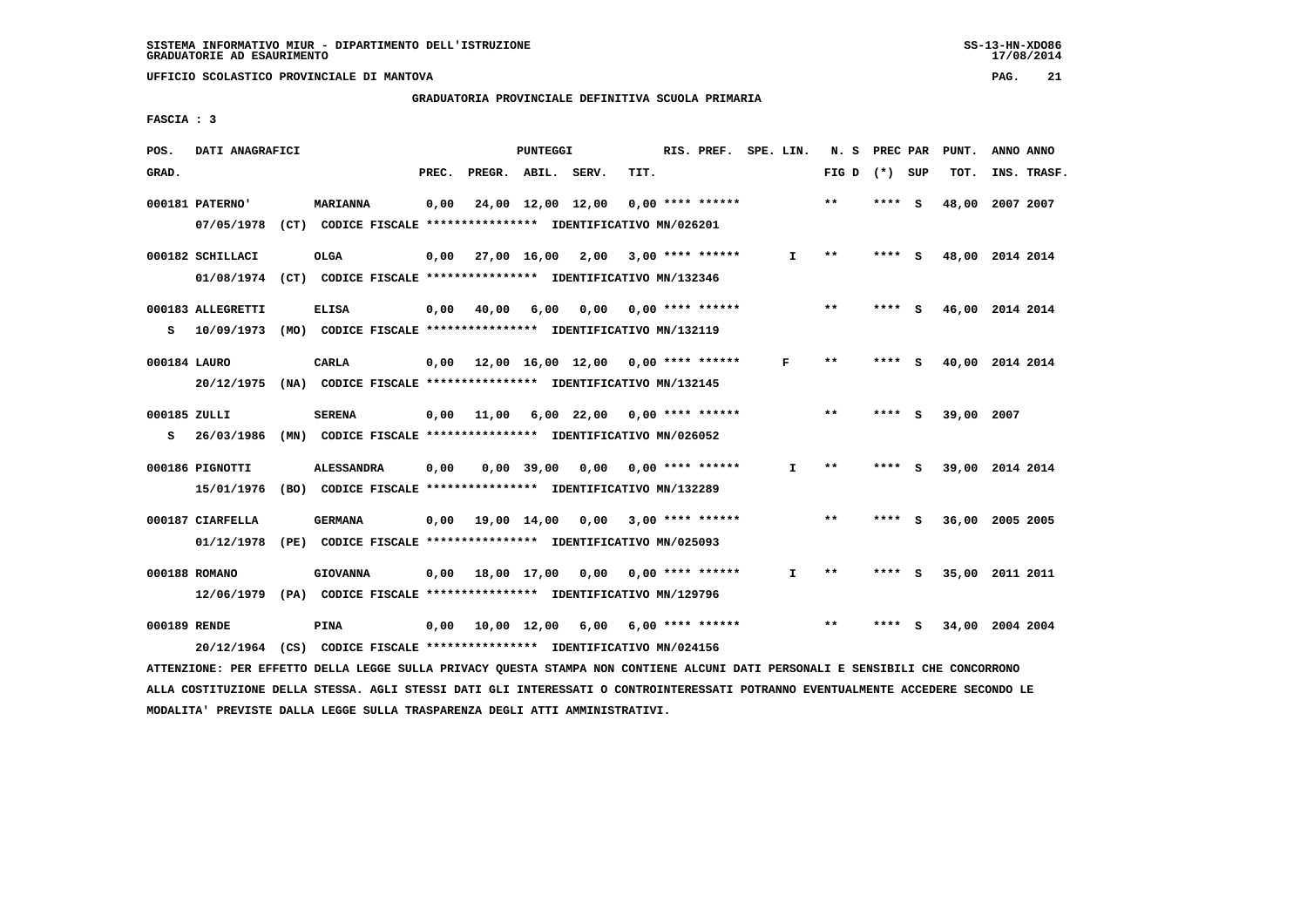SISTEMA INFORMATIVO MIUR - DIPARTIMENTO DELL'ISTRUZIONE
GRADUATORIE AD ESAURIMENTO

UFFICIO SCOLASTICO PROVINCIALE DI MANTOVA

GRADUATORIA PROVINCIALE DEFINITIVA SCUOLA PRIMARIA

FASCIA : 3

| POS. GRAD. | DATI ANAGRAFICI | | PREC. | PREGR. | ABIL. | SERV. | TIT. | RIS. PREF. | SPE. LIN. | N. S FIG D | PREC PAR (*) | SUP | PUNT. TOT. | ANNO INS. | ANNO TRASF. |
|---|---|---|---|---|---|---|---|---|---|---|---|---|---|---|---|
| 000181 | PATERNO' | MARIANNA | 0,00 | 24,00 | 12,00 | 12,00 | 0,00 | **** ****** | | ** | **** | S | 48,00 | 2007 | 2007 |
| | 07/05/1978 (CT) CODICE FISCALE **************** IDENTIFICATIVO MN/026201 | | | | | | | | | | | | | | |
| 000182 | SCHILLACI | OLGA | 0,00 | 27,00 | 16,00 | 2,00 | 3,00 | **** ****** | I | ** | **** | S | 48,00 | 2014 | 2014 |
| | 01/08/1974 (CT) CODICE FISCALE **************** IDENTIFICATIVO MN/132346 | | | | | | | | | | | | | | |
| 000183 | ALLEGRETTI | ELISA | 0,00 | 40,00 | 6,00 | 0,00 | 0,00 | **** ****** | | ** | **** | S | 46,00 | 2014 | 2014 |
| S | 10/09/1973 (MO) CODICE FISCALE **************** IDENTIFICATIVO MN/132119 | | | | | | | | | | | | | | |
| 000184 | LAURO | CARLA | 0,00 | 12,00 | 16,00 | 12,00 | 0,00 | **** ****** | F | ** | **** | S | 40,00 | 2014 | 2014 |
| | 20/12/1975 (NA) CODICE FISCALE **************** IDENTIFICATIVO MN/132145 | | | | | | | | | | | | | | |
| 000185 | ZULLI | SERENA | 0,00 | 11,00 | 6,00 | 22,00 | 0,00 | **** ****** | | ** | **** | S | 39,00 | 2007 | |
| S | 26/03/1986 (MN) CODICE FISCALE **************** IDENTIFICATIVO MN/026052 | | | | | | | | | | | | | | |
| 000186 | PIGNOTTI | ALESSANDRA | 0,00 | 0,00 | 39,00 | 0,00 | 0,00 | **** ****** | I | ** | **** | S | 39,00 | 2014 | 2014 |
| | 15/01/1976 (BO) CODICE FISCALE **************** IDENTIFICATIVO MN/132289 | | | | | | | | | | | | | | |
| 000187 | CIARFELLA | GERMANA | 0,00 | 19,00 | 14,00 | 0,00 | 3,00 | **** ****** | | ** | **** | S | 36,00 | 2005 | 2005 |
| | 01/12/1978 (PE) CODICE FISCALE **************** IDENTIFICATIVO MN/025093 | | | | | | | | | | | | | | |
| 000188 | ROMANO | GIOVANNA | 0,00 | 18,00 | 17,00 | 0,00 | 0,00 | **** ****** | I | ** | **** | S | 35,00 | 2011 | 2011 |
| | 12/06/1979 (PA) CODICE FISCALE **************** IDENTIFICATIVO MN/129796 | | | | | | | | | | | | | | |
| 000189 | RENDE | PINA | 0,00 | 10,00 | 12,00 | 6,00 | 6,00 | **** ****** | | ** | **** | S | 34,00 | 2004 | 2004 |
| | 20/12/1964 (CS) CODICE FISCALE **************** IDENTIFICATIVO MN/024156 | | | | | | | | | | | | | | |

ATTENZIONE: PER EFFETTO DELLA LEGGE SULLA PRIVACY QUESTA STAMPA NON CONTIENE ALCUNI DATI PERSONALI E SENSIBILI CHE CONCORRONO ALLA COSTITUZIONE DELLA STESSA. AGLI STESSI DATI GLI INTERESSATI O CONTROINTERESSATI POTRANNO EVENTUALMENTE ACCEDERE SECONDO LE MODALITA' PREVISTE DALLA LEGGE SULLA TRASPARENZA DEGLI ATTI AMMINISTRATIVI.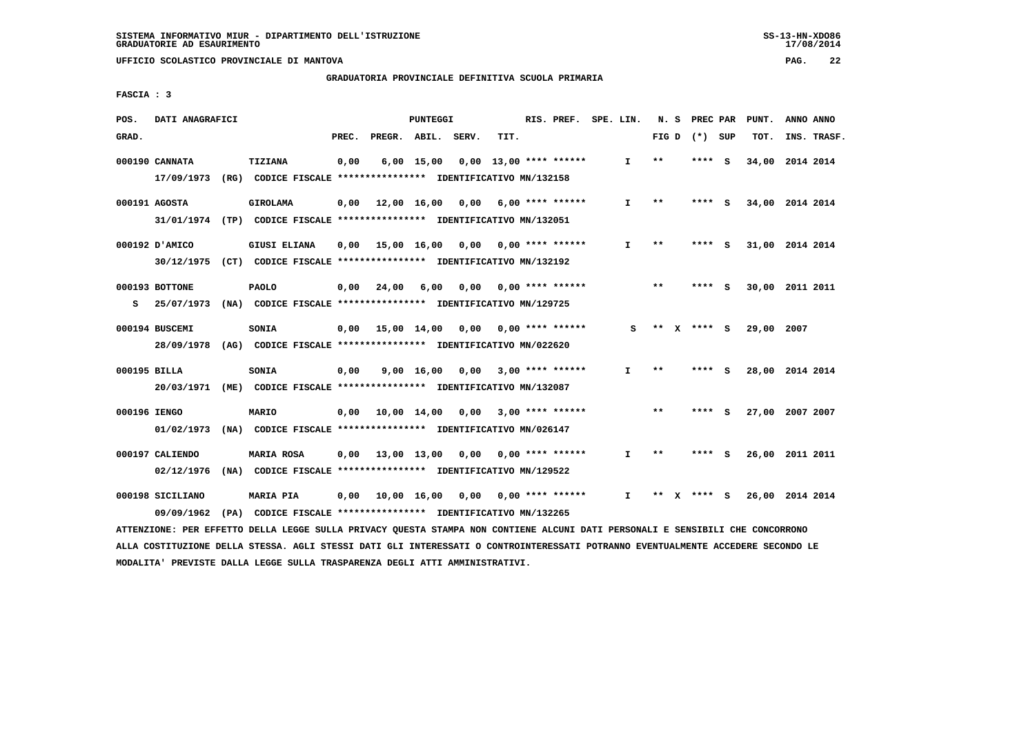SISTEMA INFORMATIVO MIUR - DIPARTIMENTO DELL'ISTRUZIONE
GRADUATORIE AD ESAURIMENTO

UFFICIO SCOLASTICO PROVINCIALE DI MANTOVA

GRADUATORIA PROVINCIALE DEFINITIVA SCUOLA PRIMARIA

FASCIA : 3

| POS. GRAD. | DATI ANAGRAFICI | | PREC. | PREGR. | ABIL. | SERV. | TIT. | RIS. PREF. | SPE. LIN. | N. S FIG D | PREC PAR (*) SUP | PUNT. TOT. | ANNO ANNO INS. TRASF. |
|---|---|---|---|---|---|---|---|---|---|---|---|---|---|
| 000190 | CANNATA 17/09/1973 (RG) CODICE FISCALE **************** IDENTIFICATIVO MN/132158 | TIZIANA | 0,00 | 6,00 | 15,00 | 0,00 | 13,00 | **** ****** | I | ** | **** S | 34,00 | 2014 2014 |
| 000191 | AGOSTA 31/01/1974 (TP) CODICE FISCALE **************** IDENTIFICATIVO MN/132051 | GIROLAMA | 0,00 | 12,00 | 16,00 | 0,00 | 6,00 | **** ****** | I | ** | **** S | 34,00 | 2014 2014 |
| 000192 | D'AMICO 30/12/1975 (CT) CODICE FISCALE **************** IDENTIFICATIVO MN/132192 | GIUSI ELIANA | 0,00 | 15,00 | 16,00 | 0,00 | 0,00 | **** ****** | I | ** | **** S | 31,00 | 2014 2014 |
| 000193 | BOTTONE S 25/07/1973 (NA) CODICE FISCALE **************** IDENTIFICATIVO MN/129725 | PAOLO | 0,00 | 24,00 | 6,00 | 0,00 | 0,00 | **** ****** | | ** | **** S | 30,00 | 2011 2011 |
| 000194 | BUSCEMI 28/09/1978 (AG) CODICE FISCALE **************** IDENTIFICATIVO MN/022620 | SONIA | 0,00 | 15,00 | 14,00 | 0,00 | 0,00 | **** ****** | S | ** X | **** S | 29,00 | 2007 |
| 000195 | BILLA 20/03/1971 (ME) CODICE FISCALE **************** IDENTIFICATIVO MN/132087 | SONIA | 0,00 | 9,00 | 16,00 | 0,00 | 3,00 | **** ****** | I | ** | **** S | 28,00 | 2014 2014 |
| 000196 | IENGO 01/02/1973 (NA) CODICE FISCALE **************** IDENTIFICATIVO MN/026147 | MARIO | 0,00 | 10,00 | 14,00 | 0,00 | 3,00 | **** ****** | | ** | **** S | 27,00 | 2007 2007 |
| 000197 | CALIENDO 02/12/1976 (NA) CODICE FISCALE **************** IDENTIFICATIVO MN/129522 | MARIA ROSA | 0,00 | 13,00 | 13,00 | 0,00 | 0,00 | **** ****** | I | ** | **** S | 26,00 | 2011 2011 |
| 000198 | SICILIANO 09/09/1962 (PA) CODICE FISCALE **************** IDENTIFICATIVO MN/132265 | MARIA PIA | 0,00 | 10,00 | 16,00 | 0,00 | 0,00 | **** ****** | I | ** X | **** S | 26,00 | 2014 2014 |

ATTENZIONE: PER EFFETTO DELLA LEGGE SULLA PRIVACY QUESTA STAMPA NON CONTIENE ALCUNI DATI PERSONALI E SENSIBILI CHE CONCORRONO ALLA COSTITUZIONE DELLA STESSA. AGLI STESSI DATI GLI INTERESSATI O CONTROINTERESSATI POTRANNO EVENTUALMENTE ACCEDERE SECONDO LE MODALITA' PREVISTE DALLA LEGGE SULLA TRASPARENZA DEGLI ATTI AMMINISTRATIVI.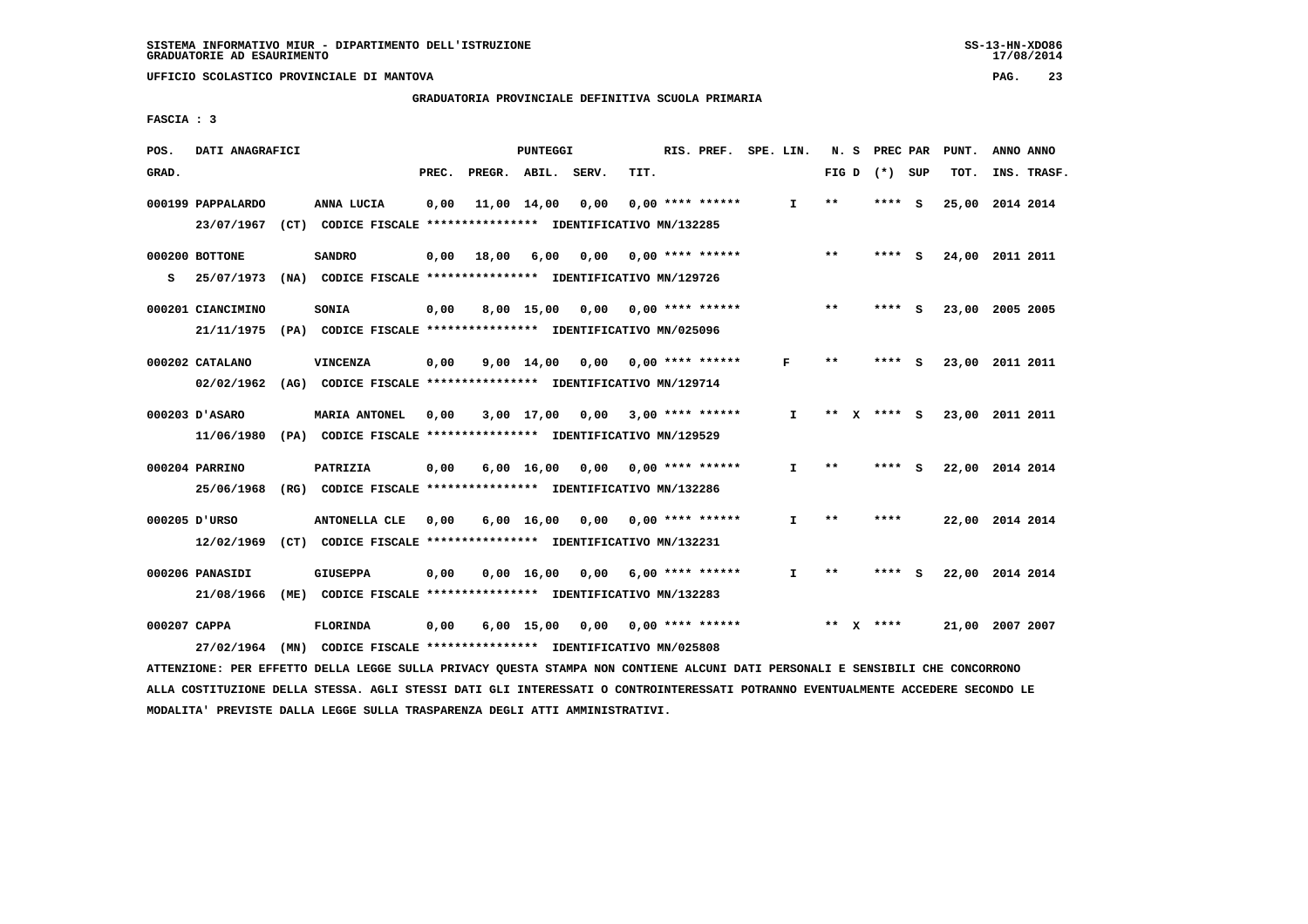SISTEMA INFORMATIVO MIUR - DIPARTIMENTO DELL'ISTRUZIONE
GRADUATORIE AD ESAURIMENTO

UFFICIO SCOLASTICO PROVINCIALE DI MANTOVA

GRADUATORIA PROVINCIALE DEFINITIVA SCUOLA PRIMARIA

FASCIA : 3

| POS. GRAD. | DATI ANAGRAFICI | | PREC. | PREGR. | ABIL. | SERV. | TIT. | RIS. PREF. | SPE. LIN. | N. S FIG D | PREC PAR (*) SUP | PUNT. TOT. | ANNO INS. | ANNO TRASF. |
|---|---|---|---|---|---|---|---|---|---|---|---|---|---|---|
| 000199 | PAPPALARDO 23/07/1967 (CT) CODICE FISCALE **************** IDENTIFICATIVO MN/132285 | ANNA LUCIA | 0,00 | 11,00 | 14,00 | 0,00 | 0,00 | **** ****** | I | ** | **** S | 25,00 | 2014 | 2014 |
| 000200 | BOTTONE S 25/07/1973 (NA) CODICE FISCALE **************** IDENTIFICATIVO MN/129726 | SANDRO | 0,00 | 18,00 | 6,00 | 0,00 | 0,00 | **** ****** | | ** | **** S | 24,00 | 2011 | 2011 |
| 000201 | CIANCIMINO 21/11/1975 (PA) CODICE FISCALE **************** IDENTIFICATIVO MN/025096 | SONIA | 0,00 | 8,00 | 15,00 | 0,00 | 0,00 | **** ****** | | ** | **** S | 23,00 | 2005 | 2005 |
| 000202 | CATALANO 02/02/1962 (AG) CODICE FISCALE **************** IDENTIFICATIVO MN/129714 | VINCENZA | 0,00 | 9,00 | 14,00 | 0,00 | 0,00 | **** ****** | F | ** | **** S | 23,00 | 2011 | 2011 |
| 000203 | D'ASARO 11/06/1980 (PA) CODICE FISCALE **************** IDENTIFICATIVO MN/129529 | MARIA ANTONEL | 0,00 | 3,00 | 17,00 | 0,00 | 3,00 | **** ****** | I | ** X | **** S | 23,00 | 2011 | 2011 |
| 000204 | PARRINO 25/06/1968 (RG) CODICE FISCALE **************** IDENTIFICATIVO MN/132286 | PATRIZIA | 0,00 | 6,00 | 16,00 | 0,00 | 0,00 | **** ****** | I | ** | **** S | 22,00 | 2014 | 2014 |
| 000205 | D'URSO 12/02/1969 (CT) CODICE FISCALE **************** IDENTIFICATIVO MN/132231 | ANTONELLA CLE | 0,00 | 6,00 | 16,00 | 0,00 | 0,00 | **** ****** | I | ** | **** | 22,00 | 2014 | 2014 |
| 000206 | PANASIDI 21/08/1966 (ME) CODICE FISCALE **************** IDENTIFICATIVO MN/132283 | GIUSEPPA | 0,00 | 0,00 | 16,00 | 0,00 | 6,00 | **** ****** | I | ** | **** S | 22,00 | 2014 | 2014 |
| 000207 | CAPPA 27/02/1964 (MN) CODICE FISCALE **************** IDENTIFICATIVO MN/025808 | FLORINDA | 0,00 | 6,00 | 15,00 | 0,00 | 0,00 | **** ****** | | ** X | **** | 21,00 | 2007 | 2007 |

ATTENZIONE: PER EFFETTO DELLA LEGGE SULLA PRIVACY QUESTA STAMPA NON CONTIENE ALCUNI DATI PERSONALI E SENSIBILI CHE CONCORRONO ALLA COSTITUZIONE DELLA STESSA. AGLI STESSI DATI GLI INTERESSATI O CONTROINTERESSATI POTRANNO EVENTUALMENTE ACCEDERE SECONDO LE MODALITA' PREVISTE DALLA LEGGE SULLA TRASPARENZA DEGLI ATTI AMMINISTRATIVI.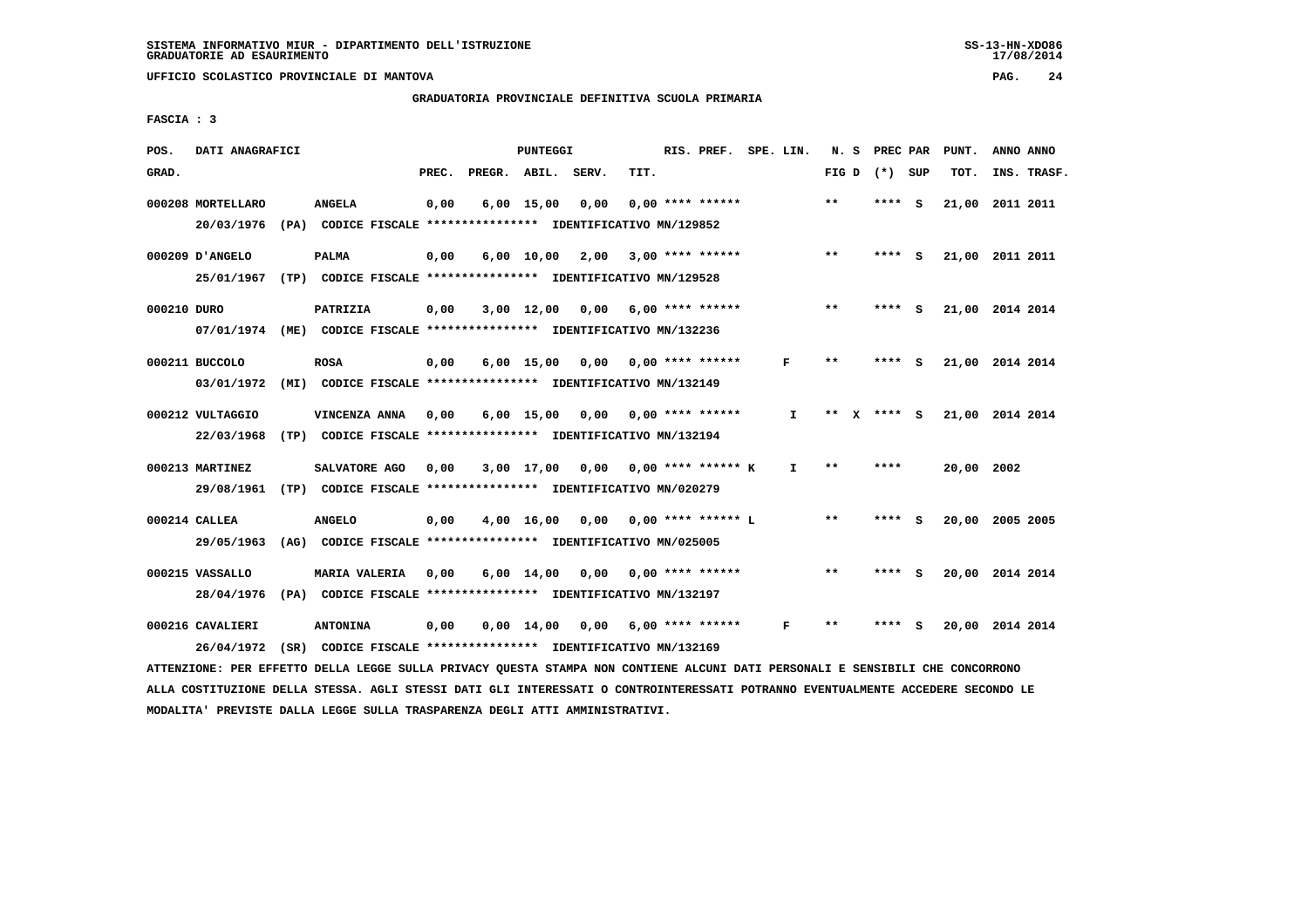SISTEMA INFORMATIVO MIUR - DIPARTIMENTO DELL'ISTRUZIONE
GRADUATORIE AD ESAURIMENTO

UFFICIO SCOLASTICO PROVINCIALE DI MANTOVA

GRADUATORIA PROVINCIALE DEFINITIVA SCUOLA PRIMARIA

FASCIA : 3

| POS. GRAD. | DATI ANAGRAFICI | | PREC. | PREGR. | ABIL. | SERV. | TIT. | RIS. PREF. | SPE. LIN. | N. S FIG D | PREC PAR (*) SUP | PUNT. TOT. | ANNO ANNO INS. TRASF. |
|---|---|---|---|---|---|---|---|---|---|---|---|---|---|
| 000208 | MORTELLARO | ANGELA | 0,00 | 6,00 | 15,00 | 0,00 | 0,00 | **** ****** | | ** | **** S | 21,00 | 2011 2011 |
| | 20/03/1976 (PA) CODICE FISCALE **************** IDENTIFICATIVO MN/129852 | | | | | | | | | | | | |
| 000209 | D'ANGELO | PALMA | 0,00 | 6,00 | 10,00 | 2,00 | 3,00 | **** ****** | | ** | **** S | 21,00 | 2011 2011 |
| | 25/01/1967 (TP) CODICE FISCALE **************** IDENTIFICATIVO MN/129528 | | | | | | | | | | | | |
| 000210 | DURO | PATRIZIA | 0,00 | 3,00 | 12,00 | 0,00 | 6,00 | **** ****** | | ** | **** S | 21,00 | 2014 2014 |
| | 07/01/1974 (ME) CODICE FISCALE **************** IDENTIFICATIVO MN/132236 | | | | | | | | | | | | |
| 000211 | BUCCOLO | ROSA | 0,00 | 6,00 | 15,00 | 0,00 | 0,00 | **** ****** | F | ** | **** S | 21,00 | 2014 2014 |
| | 03/01/1972 (MI) CODICE FISCALE **************** IDENTIFICATIVO MN/132149 | | | | | | | | | | | | |
| 000212 | VULTAGGIO | VINCENZA ANNA | 0,00 | 6,00 | 15,00 | 0,00 | 0,00 | **** ****** | I | ** X | **** S | 21,00 | 2014 2014 |
| | 22/03/1968 (TP) CODICE FISCALE **************** IDENTIFICATIVO MN/132194 | | | | | | | | | | | | |
| 000213 | MARTINEZ | SALVATORE AGO | 0,00 | 3,00 | 17,00 | 0,00 | 0,00 | **** ****** K | I | ** | **** | 20,00 | 2002 |
| | 29/08/1961 (TP) CODICE FISCALE **************** IDENTIFICATIVO MN/020279 | | | | | | | | | | | | |
| 000214 | CALLEA | ANGELO | 0,00 | 4,00 | 16,00 | 0,00 | 0,00 | **** ****** L | | ** | **** S | 20,00 | 2005 2005 |
| | 29/05/1963 (AG) CODICE FISCALE **************** IDENTIFICATIVO MN/025005 | | | | | | | | | | | | |
| 000215 | VASSALLO | MARIA VALERIA | 0,00 | 6,00 | 14,00 | 0,00 | 0,00 | **** ****** | | ** | **** S | 20,00 | 2014 2014 |
| | 28/04/1976 (PA) CODICE FISCALE **************** IDENTIFICATIVO MN/132197 | | | | | | | | | | | | |
| 000216 | CAVALIERI | ANTONINA | 0,00 | 0,00 | 14,00 | 0,00 | 6,00 | **** ****** | F | ** | **** S | 20,00 | 2014 2014 |
| | 26/04/1972 (SR) CODICE FISCALE **************** IDENTIFICATIVO MN/132169 | | | | | | | | | | | | |

ATTENZIONE: PER EFFETTO DELLA LEGGE SULLA PRIVACY QUESTA STAMPA NON CONTIENE ALCUNI DATI PERSONALI E SENSIBILI CHE CONCORRONO ALLA COSTITUZIONE DELLA STESSA. AGLI STESSI DATI GLI INTERESSATI O CONTROINTERESSATI POTRANNO EVENTUALMENTE ACCEDERE SECONDO LE MODALITA' PREVISTE DALLA LEGGE SULLA TRASPARENZA DEGLI ATTI AMMINISTRATIVI.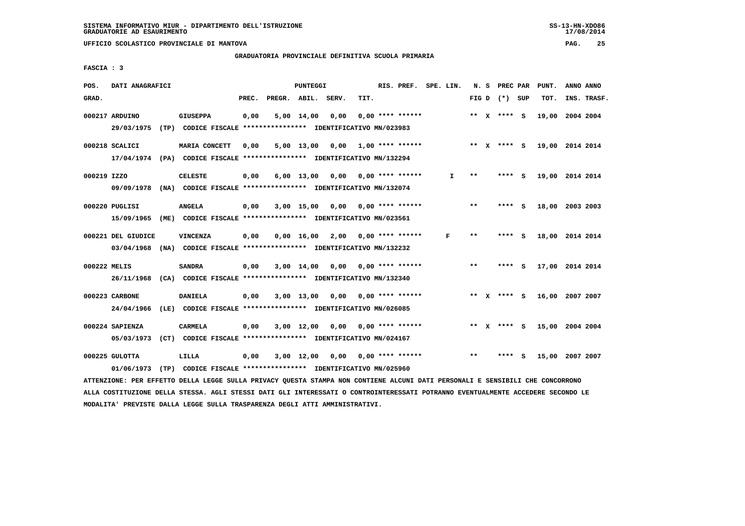SISTEMA INFORMATIVO MIUR - DIPARTIMENTO DELL'ISTRUZIONE
GRADUATORIE AD ESAURIMENTO

UFFICIO SCOLASTICO PROVINCIALE DI MANTOVA

GRADUATORIA PROVINCIALE DEFINITIVA SCUOLA PRIMARIA

FASCIA : 3

| POS. GRAD. | DATI ANAGRAFICI | | PREC. | PREGR. | ABIL. | SERV. | TIT. | RIS. PREF. | SPE. LIN. | N. FIG | S D | PREC PAR (*) | SUP | PUNT. TOT. | ANNO INS. | ANNO TRASF. |
|---|---|---|---|---|---|---|---|---|---|---|---|---|---|---|---|---|
| 000217 | ARDUINO 29/03/1975 (TP) CODICE FISCALE **************** IDENTIFICATIVO MN/023983 | GIUSEPPA | 0,00 | 5,00 | 14,00 | 0,00 | 0,00 | **** ****** | | ** | X | **** | S | 19,00 | 2004 | 2004 |
| 000218 | SCALICI 17/04/1974 (PA) CODICE FISCALE **************** IDENTIFICATIVO MN/132294 | MARIA CONCETT | 0,00 | 5,00 | 13,00 | 0,00 | 1,00 | **** ****** | | ** | X | **** | S | 19,00 | 2014 | 2014 |
| 000219 | IZZO 09/09/1978 (NA) CODICE FISCALE **************** IDENTIFICATIVO MN/132074 | CELESTE | 0,00 | 6,00 | 13,00 | 0,00 | 0,00 | **** ****** | I | ** | | **** | S | 19,00 | 2014 | 2014 |
| 000220 | PUGLISI 15/09/1965 (ME) CODICE FISCALE **************** IDENTIFICATIVO MN/023561 | ANGELA | 0,00 | 3,00 | 15,00 | 0,00 | 0,00 | **** ****** | | ** | | **** | S | 18,00 | 2003 | 2003 |
| 000221 | DEL GIUDICE 03/04/1968 (NA) CODICE FISCALE **************** IDENTIFICATIVO MN/132232 | VINCENZA | 0,00 | 0,00 | 16,00 | 2,00 | 0,00 | **** ****** | F | ** | | **** | S | 18,00 | 2014 | 2014 |
| 000222 | MELIS 26/11/1968 (CA) CODICE FISCALE **************** IDENTIFICATIVO MN/132340 | SANDRA | 0,00 | 3,00 | 14,00 | 0,00 | 0,00 | **** ****** | | ** | | **** | S | 17,00 | 2014 | 2014 |
| 000223 | CARBONE 24/04/1966 (LE) CODICE FISCALE **************** IDENTIFICATIVO MN/026085 | DANIELA | 0,00 | 3,00 | 13,00 | 0,00 | 0,00 | **** ****** | | ** | X | **** | S | 16,00 | 2007 | 2007 |
| 000224 | SAPIENZA 05/03/1973 (CT) CODICE FISCALE **************** IDENTIFICATIVO MN/024167 | CARMELA | 0,00 | 3,00 | 12,00 | 0,00 | 0,00 | **** ****** | | ** | X | **** | S | 15,00 | 2004 | 2004 |
| 000225 | GULOTTA 01/06/1973 (TP) CODICE FISCALE **************** IDENTIFICATIVO MN/025960 | LILLA | 0,00 | 3,00 | 12,00 | 0,00 | 0,00 | **** ****** | | ** | | **** | S | 15,00 | 2007 | 2007 |

ATTENZIONE: PER EFFETTO DELLA LEGGE SULLA PRIVACY QUESTA STAMPA NON CONTIENE ALCUNI DATI PERSONALI E SENSIBILI CHE CONCORRONO ALLA COSTITUZIONE DELLA STESSA. AGLI STESSI DATI GLI INTERESSATI O CONTROINTERESSATI POTRANNO EVENTUALMENTE ACCEDERE SECONDO LE MODALITA' PREVISTE DALLA LEGGE SULLA TRASPARENZA DEGLI ATTI AMMINISTRATIVI.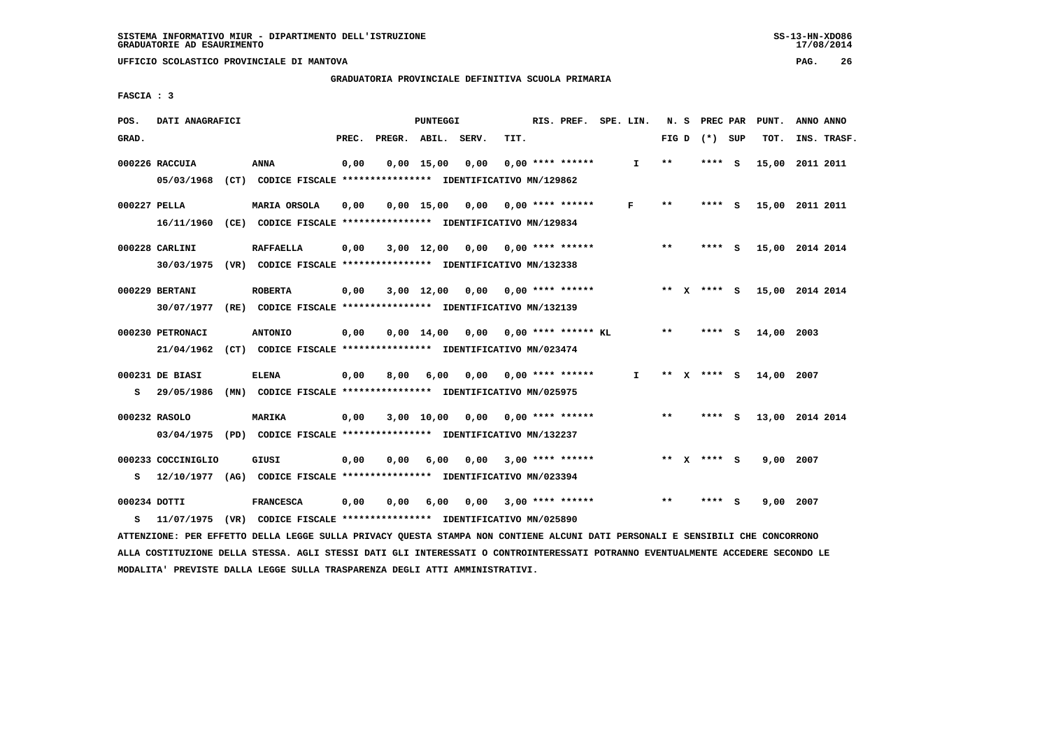SISTEMA INFORMATIVO MIUR - DIPARTIMENTO DELL'ISTRUZIONE
GRADUATORIE AD ESAURIMENTO

UFFICIO SCOLASTICO PROVINCIALE DI MANTOVA

GRADUATORIA PROVINCIALE DEFINITIVA SCUOLA PRIMARIA

FASCIA : 3

| POS. GRAD. | DATI ANAGRAFICI | | PREC. | PREGR. | ABIL. | SERV. | TIT. | RIS. PREF. | SPE. LIN. | N. S FIG D | PREC PAR (*) SUP | PUNT. TOT. | ANNO INS. | ANNO TRASF. |
|---|---|---|---|---|---|---|---|---|---|---|---|---|---|---|
| 000226 | RACCUIA | ANNA | 0,00 | 0,00 | 15,00 | 0,00 | 0,00 | **** ****** | I | ** | **** S | 15,00 | 2011 | 2011 |
| | 05/03/1968 (CT) CODICE FISCALE **************** IDENTIFICATIVO MN/129862 | | | | | | | | | | | | | |
| 000227 | PELLA | MARIA ORSOLA | 0,00 | 0,00 | 15,00 | 0,00 | 0,00 | **** ****** | F | ** | **** S | 15,00 | 2011 | 2011 |
| | 16/11/1960 (CE) CODICE FISCALE **************** IDENTIFICATIVO MN/129834 | | | | | | | | | | | | | |
| 000228 | CARLINI | RAFFAELLA | 0,00 | 3,00 | 12,00 | 0,00 | 0,00 | **** ****** | | ** | **** S | 15,00 | 2014 | 2014 |
| | 30/03/1975 (VR) CODICE FISCALE **************** IDENTIFICATIVO MN/132338 | | | | | | | | | | | | | |
| 000229 | BERTANI | ROBERTA | 0,00 | 3,00 | 12,00 | 0,00 | 0,00 | **** ****** | | ** X | **** S | 15,00 | 2014 | 2014 |
| | 30/07/1977 (RE) CODICE FISCALE **************** IDENTIFICATIVO MN/132139 | | | | | | | | | | | | | |
| 000230 | PETRONACI | ANTONIO | 0,00 | 0,00 | 14,00 | 0,00 | 0,00 | **** ****** KL | | ** | **** S | 14,00 | 2003 | |
| | 21/04/1962 (CT) CODICE FISCALE **************** IDENTIFICATIVO MN/023474 | | | | | | | | | | | | | |
| 000231 | DE BIASI | ELENA | 0,00 | 8,00 | 6,00 | 0,00 | 0,00 | **** ****** | I | ** X | **** S | 14,00 | 2007 | |
| S | 29/05/1986 (MN) CODICE FISCALE **************** IDENTIFICATIVO MN/025975 | | | | | | | | | | | | | |
| 000232 | RASOLO | MARIKA | 0,00 | 3,00 | 10,00 | 0,00 | 0,00 | **** ****** | | ** | **** S | 13,00 | 2014 | 2014 |
| | 03/04/1975 (PD) CODICE FISCALE **************** IDENTIFICATIVO MN/132237 | | | | | | | | | | | | | |
| 000233 | COCCINIGLIO | GIUSI | 0,00 | 0,00 | 6,00 | 0,00 | 3,00 | **** ****** | | ** X | **** S | 9,00 | 2007 | |
| S | 12/10/1977 (AG) CODICE FISCALE **************** IDENTIFICATIVO MN/023394 | | | | | | | | | | | | | |
| 000234 | DOTTI | FRANCESCA | 0,00 | 0,00 | 6,00 | 0,00 | 3,00 | **** ****** | | ** | **** S | 9,00 | 2007 | |
| S | 11/07/1975 (VR) CODICE FISCALE **************** IDENTIFICATIVO MN/025890 | | | | | | | | | | | | | |

ATTENZIONE: PER EFFETTO DELLA LEGGE SULLA PRIVACY QUESTA STAMPA NON CONTIENE ALCUNI DATI PERSONALI E SENSIBILI CHE CONCORRONO ALLA COSTITUZIONE DELLA STESSA. AGLI STESSI DATI GLI INTERESSATI O CONTROINTERESSATI POTRANNO EVENTUALMENTE ACCEDERE SECONDO LE MODALITA' PREVISTE DALLA LEGGE SULLA TRASPARENZA DEGLI ATTI AMMINISTRATIVI.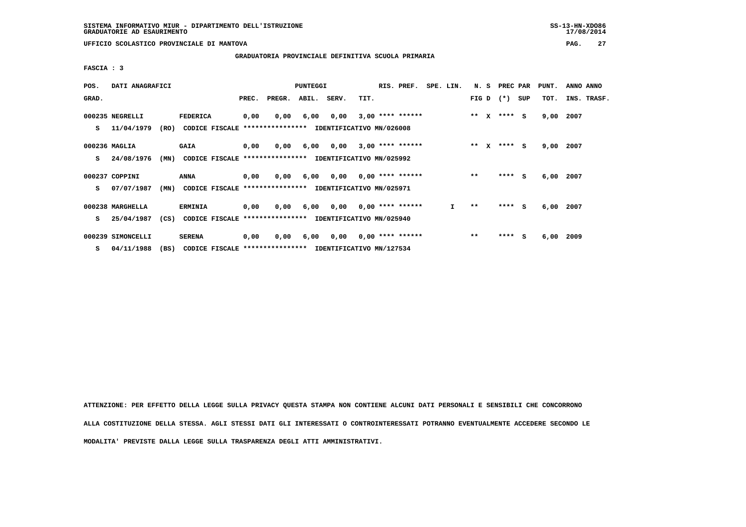SISTEMA INFORMATIVO MIUR - DIPARTIMENTO DELL'ISTRUZIONE
GRADUATORIE AD ESAURIMENTO

UFFICIO SCOLASTICO PROVINCIALE DI MANTOVA

GRADUATORIA PROVINCIALE DEFINITIVA SCUOLA PRIMARIA

FASCIA : 3

| POS. GRAD. | DATI ANAGRAFICI | | | PREC. | PREGR. | ABIL. | SERV. | TIT. | RIS. PREF. | SPE. LIN. | N. S FIG D | PREC PAR (*) | SUP | PUNT. TOT. | ANNO INS. | ANNO TRASF. |
|---|---|---|---|---|---|---|---|---|---|---|---|---|---|---|---|---|
| 000235 | NEGRELLI | FEDERICA | | 0,00 | 0,00 | 6,00 | 0,00 | 3,00 | **** ****** | | ** X | **** | S | 9,00 | 2007 | |
| S | 11/04/1979 (RO) | CODICE FISCALE **************** | IDENTIFICATIVO MN/026008 | | | | | | | | | | | | | |
| 000236 | MAGLIA | GAIA | | 0,00 | 0,00 | 6,00 | 0,00 | 3,00 | **** ****** | | ** X | **** | S | 9,00 | 2007 | |
| S | 24/08/1976 (MN) | CODICE FISCALE **************** | IDENTIFICATIVO MN/025992 | | | | | | | | | | | | | |
| 000237 | COPPINI | ANNA | | 0,00 | 0,00 | 6,00 | 0,00 | 0,00 | **** ****** | | ** | **** | S | 6,00 | 2007 | |
| S | 07/07/1987 (MN) | CODICE FISCALE **************** | IDENTIFICATIVO MN/025971 | | | | | | | | | | | | | |
| 000238 | MARGHELLA | ERMINIA | | 0,00 | 0,00 | 6,00 | 0,00 | 0,00 | **** ****** | I | ** | **** | S | 6,00 | 2007 | |
| S | 25/04/1987 (CS) | CODICE FISCALE **************** | IDENTIFICATIVO MN/025940 | | | | | | | | | | | | | |
| 000239 | SIMONCELLI | SERENA | | 0,00 | 0,00 | 6,00 | 0,00 | 0,00 | **** ****** | | ** | **** | S | 6,00 | 2009 | |
| S | 04/11/1988 (BS) | CODICE FISCALE **************** | IDENTIFICATIVO MN/127534 | | | | | | | | | | | | | |

ATTENZIONE: PER EFFETTO DELLA LEGGE SULLA PRIVACY QUESTA STAMPA NON CONTIENE ALCUNI DATI PERSONALI E SENSIBILI CHE CONCORRONO ALLA COSTITUZIONE DELLA STESSA. AGLI STESSI DATI GLI INTERESSATI O CONTROINTERESSATI POTRANNO EVENTUALMENTE ACCEDERE SECONDO LE MODALITA' PREVISTE DALLA LEGGE SULLA TRASPARENZA DEGLI ATTI AMMINISTRATIVI.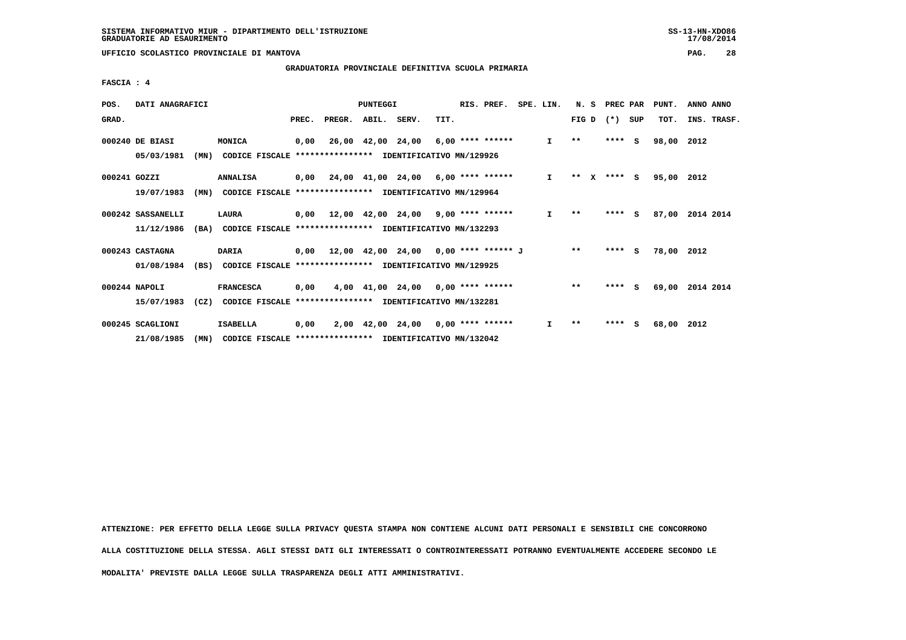**SISTEMA INFORMATIVO MIUR - DIPARTIMENTO DELL'ISTRUZIONE**
**GRADUATORIE AD ESAURIMENTO**

**UFFICIO SCOLASTICO PROVINCIALE DI MANTOVA**

**GRADUATORIA PROVINCIALE DEFINITIVA SCUOLA PRIMARIA**

**FASCIA : 4**

| POS. GRAD. | DATI ANAGRAFICI | | PREC. | PREGR. | ABIL. | SERV. | TIT. | RIS. PREF. | SPE. LIN. | N. S FIG D | PREC PAR (*) SUP | PUNT. TOT. | ANNO INS. | ANNO TRASF. |
|---|---|---|---|---|---|---|---|---|---|---|---|---|---|---|
| 000240 | DE BIASI | MONICA | 0,00 | 26,00 | 42,00 | 24,00 | 6,00 | **** ****** | I | ** | **** S | 98,00 | 2012 | |
| | 05/03/1981 (MN) | CODICE FISCALE **************** IDENTIFICATIVO MN/129926 | | | | | | | | | | | | |
| 000241 | GOZZI | ANNALISA | 0,00 | 24,00 | 41,00 | 24,00 | 6,00 | **** ****** | I | ** X | **** S | 95,00 | 2012 | |
| | 19/07/1983 (MN) | CODICE FISCALE **************** IDENTIFICATIVO MN/129964 | | | | | | | | | | | | |
| 000242 | SASSANELLI | LAURA | 0,00 | 12,00 | 42,00 | 24,00 | 9,00 | **** ****** | I | ** | **** S | 87,00 | 2014 | 2014 |
| | 11/12/1986 (BA) | CODICE FISCALE **************** IDENTIFICATIVO MN/132293 | | | | | | | | | | | | |
| 000243 | CASTAGNA | DARIA | 0,00 | 12,00 | 42,00 | 24,00 | 0,00 | **** ****** J | | ** | **** S | 78,00 | 2012 | |
| | 01/08/1984 (BS) | CODICE FISCALE **************** IDENTIFICATIVO MN/129925 | | | | | | | | | | | | |
| 000244 | NAPOLI | FRANCESCA | 0,00 | 4,00 | 41,00 | 24,00 | 0,00 | **** ****** | | ** | **** S | 69,00 | 2014 | 2014 |
| | 15/07/1983 (CZ) | CODICE FISCALE **************** IDENTIFICATIVO MN/132281 | | | | | | | | | | | | |
| 000245 | SCAGLIONI | ISABELLA | 0,00 | 2,00 | 42,00 | 24,00 | 0,00 | **** ****** | I | ** | **** S | 68,00 | 2012 | |
| | 21/08/1985 (MN) | CODICE FISCALE **************** IDENTIFICATIVO MN/132042 | | | | | | | | | | | | |

ATTENZIONE: PER EFFETTO DELLA LEGGE SULLA PRIVACY QUESTA STAMPA NON CONTIENE ALCUNI DATI PERSONALI E SENSIBILI CHE CONCORRONO ALLA COSTITUZIONE DELLA STESSA. AGLI STESSI DATI GLI INTERESSATI O CONTROINTERESSATI POTRANNO EVENTUALMENTE ACCEDERE SECONDO LE MODALITA' PREVISTE DALLA LEGGE SULLA TRASPARENZA DEGLI ATTI AMMINISTRATIVI.